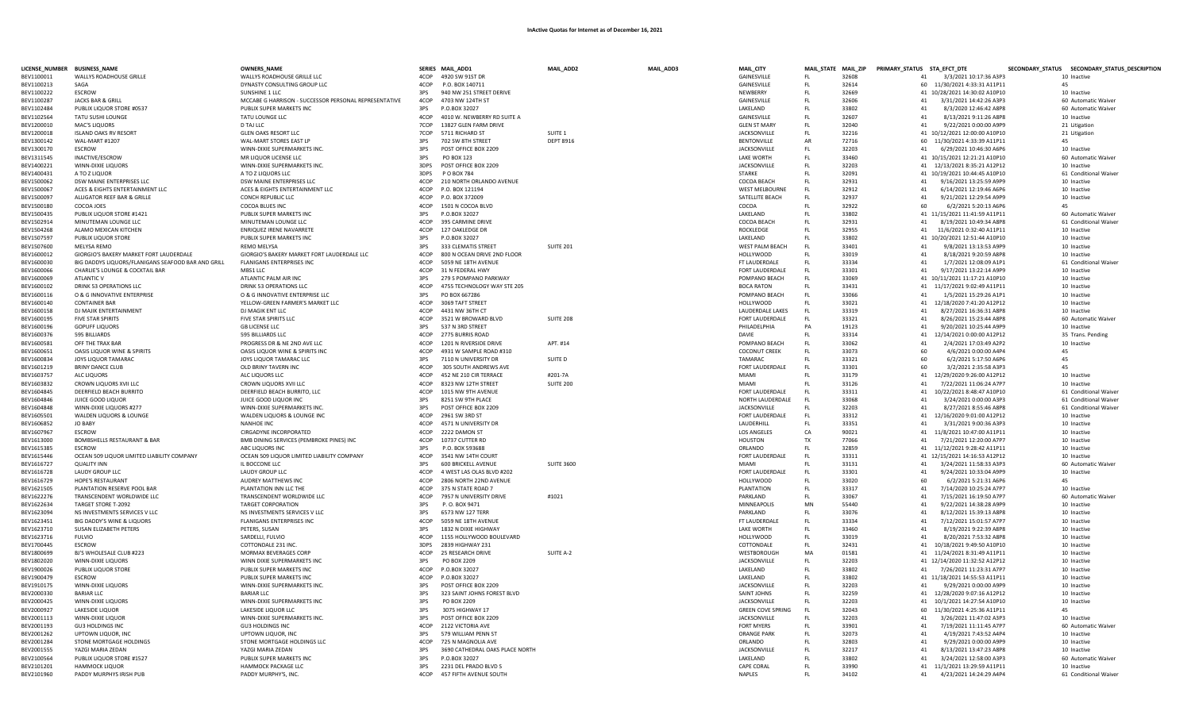# InActive Quotas for Internet as of December 16, 2021

| LICENSE_NUMBER | BUSINESS_NAME | OWNERS_NAME | SERIES | MAIL_ADD1 | MAIL_ADD2 | MAIL_ADD3 | MAIL_CITY | MAIL_STATE | MAIL_ZIP | PRIMARY_STATUS | STA_EFCT_DTE | SECONDARY_STATUS | SECONDARY_STATUS_DESCRIPTION |
|---|---|---|---|---|---|---|---|---|---|---|---|---|---|
| BEV1100011 | WALLYS ROADHOUSE GRILLE | WALLYS ROADHOUSE GRILLE LLC | 4COP | 4920 SW 91ST DR | | | GAINESVILLE | FL | 32608 | 41 | 3/3/2021 10:17:36 A3P3 | 10 | Inactive |
| BEV1100213 | SAGA | DYNASTY CONSULTING GROUP LLC | 4COP | P.O. BOX 140711 | | | GAINESVILLE | FL | 32614 | 60 | 11/30/2021 4:33:31 A11P11 | 45 | |
| BEV1100222 | ESCROW | SUNSHINE 1 LLC | 3PS | 940 NW 251 STREET DERIVE | | | NEWBERRY | FL | 32669 | 41 | 10/28/2021 14:30:02 A10P10 | 10 | Inactive |
| BEV1100287 | JACKS BAR & GRILL | MCCABE G HARRISON - SUCCESSOR PERSONAL REPRESENTATIVE | 4COP | 4703 NW 124TH ST | | | GAINESVILLE | FL | 32606 | 41 | 3/31/2021 14:42:26 A3P3 | 60 | Automatic Waiver |
| BEV1102484 | PUBLIX LIQUOR STORE #0537 | PUBLIX SUPER MARKETS INC | 3PS | P.O.BOX 32027 | | | LAKELAND | FL | 33802 | 41 | 8/3/2020 12:46:42 A8P8 | 60 | Automatic Waiver |
| BEV1102564 | TATU SUSHI LOUNGE | TATU LOUNGE LLC | 4COP | 4010 W. NEWBERRY RD SUITE A | | | GAINESVILLE | FL | 32607 | 41 | 8/13/2021 9:11:26 A8P8 | 10 | Inactive |
| BEV1200010 | MAC'S LIQUORS | D TAJ LLC | 3PS | 13827 GLEN FARM DRIVE | | | GLEN ST MARY | FL | 32040 | 41 | 9/22/2021 0:00:00 A9P9 | 21 | Litigation |
| BEV1200018 | ISLAND OAKS RV RESORT | GLEN OAKS RESORT LLC | 7COP | 5711 RICHARD ST | SUITE 1 | | JACKSONVILLE | FL | 32216 | 41 | 10/12/2021 12:00:00 A10P10 | 21 | Litigation |
| BEV1300142 | WAL-MART #1207 | WAL-MART STORES EAST LP | 3PS | 702 SW 8TH STREET | DEPT 8916 | | BENTONVILLE | AR | 72716 | 60 | 11/30/2021 4:33:39 A11P11 | 45 | |
| BEV1300170 | ESCROW | WINN-DIXIE SUPERMARKETS INC. | 3PS | POST OFFICE BOX 2209 | | | JACKSONVILLE | FL | 32203 | 41 | 6/29/2021 10:46:30 A6P6 | 10 | Inactive |
| BEV1311545 | INACTIVE/ESCROW | MR LIQUOR LICENSE LLC | 3PS | PO BOX 123 | | | LAKE WORTH | FL | 33460 | 41 | 10/15/2021 12:21:21 A10P10 | 60 | Automatic Waiver |
| BEV1400221 | WINN-DIXIE LIQUORS | WINN-DIXIE SUPERMARKETS INC. | 3DPS | POST OFFICE BOX 2209 | | | JACKSONVILLE | FL | 32203 | 41 | 12/13/2021 8:35:21 A12P12 | 10 | Inactive |
| BEV1400431 | A TO Z LIQUOR | A TO Z LIQUORS LLC | 3DPS | P O BOX 784 | | | STARKE | FL | 32091 | 41 | 10/19/2021 10:44:45 A10P10 | 61 | Conditional Waiver |
| BEV1500062 | DSW MAINE ENTERPRISES LLC | DSW MAINE ENTERPRISES LLC | 4COP | 210 NORTH ORLANDO AVENUE | | | COCOA BEACH | FL | 32931 | 41 | 9/16/2021 13:25:59 A9P9 | 10 | Inactive |
| BEV1500067 | ACES & EIGHTS ENTERTAINMENT LLC | ACES & EIGHTS ENTERTAINMENT LLC | 4COP | P.O. BOX 121194 | | | WEST MELBOURNE | FL | 32912 | 41 | 6/14/2021 12:19:46 A6P6 | 10 | Inactive |
| BEV1500097 | ALLIGATOR REEF BAR & GRILLE | CONCH REPUBLIC LLC | 4COP | P.O. BOX 372009 | | | SATELLITE BEACH | FL | 32937 | 41 | 9/21/2021 12:29:54 A9P9 | 10 | Inactive |
| BEV1500180 | COCOA JOES | COCOA BLUES INC | 4COP | 1501 N COCOA BLVD | | | COCOA | FL | 32922 | 60 | 6/2/2021 5:20:13 A6P6 | 45 | |
| BEV1500435 | PUBLIX LIQUOR STORE #1421 | PUBLIX SUPER MARKETS INC | 3PS | P.O.BOX 32027 | | | LAKELAND | FL | 33802 | 41 | 11/15/2021 11:41:59 A11P11 | 60 | Automatic Waiver |
| BEV1502914 | MINUTEMAN LOUNGE LLC | MINUTEMAN LOUNGE LLC | 4COP | 395 CARMINE DRIVE | | | COCOA BEACH | FL | 32931 | 41 | 8/19/2021 10:49:34 A8P8 | 61 | Conditional Waiver |
| BEV1504268 | ALAMO MEXICAN KITCHEN | ENRIQUEZ IRENE NAVARRETE | 4COP | 127 OAKLEDGE DR | | | ROCKLEDGE | FL | 32955 | 41 | 11/6/2021 0:32:40 A11P11 | 10 | Inactive |
| BEV1507597 | PUBLIX LIQUOR STORE | PUBLIX SUPER MARKETS INC | 3PS | P.O.BOX 32027 | | | LAKELAND | FL | 33802 | 41 | 10/20/2021 12:51:44 A10P10 | 10 | Inactive |
| BEV1507600 | MELYSA REMO | REMO MELYSA | 3PS | 333 CLEMATIS STREET | SUITE 201 | | WEST PALM BEACH | FL | 33401 | 41 | 9/8/2021 13:13:53 A9P9 | 10 | Inactive |
| BEV1600012 | GIORGIO'S BAKERY MARKET FORT LAUDERDALE | GIORGIO'S BAKERY MARKET FORT LAUDERDALE LLC | 4COP | 800 N OCEAN DRIVE 2ND FLOOR | | | HOLLYWOOD | FL | 33019 | 41 | 8/18/2021 9:20:59 A8P8 | 10 | Inactive |
| BEV1600030 | BIG DADDYS LIQUORS/FLANIGANS SEAFOOD BAR AND GRILL | FLANIGANS ENTERPRISES INC | 4COP | 5059 NE 18TH AVENUE | | | FT LAUDERDALE | FL | 33334 | 41 | 1/7/2021 12:08:09 A1P1 | 61 | Conditional Waiver |
| BEV1600066 | CHARLIE'S LOUNGE & COCKTAIL BAR | MBS1 LLC | 4COP | 31 N FEDERAL HWY | | | FORT LAUDERDALE | FL | 33301 | 41 | 9/17/2021 13:22:14 A9P9 | 10 | Inactive |
| BEV1600069 | ATLANTIC V | ATLANTIC PALM AIR INC | 3PS | 279 S POMPANO PARKWAY | | | POMPANO BEACH | FL | 33069 | 41 | 10/11/2021 11:17:21 A10P10 | 10 | Inactive |
| BEV1600102 | DRINK 53 OPERATIONS LLC | DRINK 53 OPERATIONS LLC | 4COP | 4755 TECHNOLOGY WAY STE 205 | | | BOCA RATON | FL | 33431 | 41 | 11/17/2021 9:02:49 A11P11 | 10 | Inactive |
| BEV1600116 | O & G INNOVATIVE ENTERPRISE | O & G INNOVATIVE ENTERPRISE LLC | 3PS | PO BOX 667286 | | | POMPANO BEACH | FL | 33066 | 41 | 1/5/2021 15:29:26 A1P1 | 10 | Inactive |
| BEV1600140 | CONTAINER BAR | YELLOW-GREEN FARMER'S MARKET LLC | 4COP | 3069 TAFT STREET | | | HOLLYWOOD | FL | 33021 | 41 | 12/18/2020 7:41:20 A12P12 | 10 | Inactive |
| BEV1600158 | DJ MAJIK ENTERTAINMENT | DJ MAGIK ENT LLC | 4COP | 4431 NW 36TH CT | | | LAUDERDALE LAKES | FL | 33319 | 41 | 8/27/2021 16:36:31 A8P8 | 10 | Inactive |
| BEV1600195 | FIVE STAR SPIRITS | FIVE STAR SPIRITS LLC | 4COP | 3521 W BROWARD BLVD | SUITE 208 | | FORT LAUDERDALE | FL | 33321 | 41 | 8/26/2021 15:23:44 A8P8 | 60 | Automatic Waiver |
| BEV1600196 | GOPUFF LIQUORS | GB LICENSE LLC | 3PS | 537 N 3RD STREET | | | PHILADELPHIA | PA | 19123 | 41 | 9/20/2021 10:25:44 A9P9 | 10 | Inactive |
| BEV1600376 | 595 BILLIARDS | 595 BILLIARDS LLC | 4COP | 2775 BURRIS ROAD | | | DAVIE | FL | 33314 | 41 | 12/14/2021 0:00:00 A12P12 | 35 | Trans. Pending |
| BEV1600581 | OFF THE TRAX BAR | PROGRESS DR & NE 2ND AVE LLC | 4COP | 1201 N RIVERSIDE DRIVE | APT. #14 | | POMPANO BEACH | FL | 33062 | 41 | 2/4/2021 17:03:49 A2P2 | 10 | Inactive |
| BEV1600651 | OASIS LIQUOR WINE & SPIRITS | OASIS LIQUOR WINE & SPIRITS INC | 4COP | 4931 W SAMPLE ROAD #310 | | | COCONUT CREEK | FL | 33073 | 60 | 4/6/2021 0:00:00 A4P4 | 45 | |
| BEV1600834 | JOYS LIQUOR TAMARAC | JOYS LIQUOR TAMARAC LLC | 3PS | 7110 N UNIVERSITY DR | SUITE D | | TAMARAC | FL | 33321 | 60 | 6/2/2021 5:17:50 A6P6 | 45 | |
| BEV1601219 | BRINY DANCE CLUB | OLD BRINY TAVERN INC | 4COP | 305 SOUTH ANDREWS AVE | | | FORT LAUDERDALE | FL | 33301 | 60 | 3/2/2021 2:35:58 A3P3 | 45 | |
| BEV1603757 | ALC LIQUORS | ALC LIQUORS LLC | 4COP | 452 NE 210 CIR TERRACE | #201-7A | | MIAMI | FL | 33179 | 41 | 12/29/2020 9:26:00 A12P12 | 10 | Inactive |
| BEV1603832 | CROWN LIQUORS XVII LLC | CROWN LIQUORS XVII LLC | 4COP | 8323 NW 12TH STREET | SUITE 200 | | MIAMI | FL | 33126 | 41 | 7/22/2021 11:06:24 A7P7 | 10 | Inactive |
| BEV1604845 | DEERFIELD BEACH BURRITO | DEERFIELD BEACH BURRITO, LLC | 4COP | 1015 NW 9TH AVENUE | | | FORT LAUDERDALE | FL | 33311 | 41 | 10/22/2021 8:48:47 A10P10 | 61 | Conditional Waiver |
| BEV1604846 | JUICE GOOD LIQUOR | JUICE GOOD LIQUOR INC | 3PS | 8251 SW 9TH PLACE | | | NORTH LAUDERDALE | FL | 33068 | 41 | 3/24/2021 0:00:00 A3P3 | 61 | Conditional Waiver |
| BEV1604848 | WINN-DIXIE LIQUORS #277 | WINN-DIXIE SUPERMARKETS INC. | 3PS | POST OFFICE BOX 2209 | | | JACKSONVILLE | FL | 32203 | 41 | 8/27/2021 8:55:46 A8P8 | 61 | Conditional Waiver |
| BEV1605501 | WALDEN LIQUORS & LOUNGE | WALDEN LIQUORS & LOUNGE INC | 4COP | 2961 SW 3RD ST | | | FORT LAUDERDALE | FL | 33312 | 41 | 12/16/2020 9:01:00 A12P12 | 10 | Inactive |
| BEV1606852 | JO BABY | NANHOE INC | 4COP | 4571 N UNIVERSITY DR | | | LAUDERHILL | FL | 33351 | 41 | 3/31/2021 9:00:36 A3P3 | 10 | Inactive |
| BEV1607967 | ESCROW | CIRGADYNE INCORPORATED | 4COP | 2222 DAMON ST | | | LOS ANGELES | CA | 90021 | 41 | 11/8/2021 10:47:00 A11P11 | 10 | Inactive |
| BEV1613000 | BOMBSHELLS RESTAURANT & BAR | BMB DINING SERVICES (PEMBROKE PINES) INC | 4COP | 10737 CUTTER RD | | | HOUSTON | TX | 77066 | 41 | 7/21/2021 12:20:00 A7P7 | 10 | Inactive |
| BEV1615385 | ESCROW | ABC LIQUORS INC | 3PS | P.O. BOX 593688 | | | ORLANDO | FL | 32859 | 41 | 11/12/2021 9:28:42 A11P11 | 10 | Inactive |
| BEV1615446 | OCEAN 509 LIQUOR LIMITED LIABILITY COMPANY | OCEAN 509 LIQUOR LIMITED LIABILITY COMPANY | 4COP | 3541 NW 14TH COURT | | | FORT LAUDERDALE | FL | 33311 | 41 | 12/15/2021 14:16:53 A12P12 | 10 | Inactive |
| BEV1616727 | QUALITY INN | IL BOCCONE LLC | 3PS | 600 BRICKELL AVENUE | SUITE 3600 | | MIAMI | FL | 33131 | 41 | 3/24/2021 11:58:33 A3P3 | 60 | Automatic Waiver |
| BEV1616728 | LAUDY GROUP LLC | LAUDY GROUP LLC | 4COP | 4 WEST LAS OLAS BLVD #202 | | | FORT LAUDERDALE | FL | 33301 | 41 | 9/24/2021 10:33:04 A9P9 | 10 | Inactive |
| BEV1616729 | HOPE'S RESTAURANT | AUDREY MATTHEWS INC | 4COP | 2806 NORTH 22ND AVENUE | | | HOLLYWOOD | FL | 33020 | 60 | 6/2/2021 5:21:31 A6P6 | 45 | |
| BEV1621505 | PLANTATION RESERVE POOL BAR | PLANTATION INN LLC THE | 4COP | 375 N STATE ROAD 7 | | | PLANTATION | FL | 33317 | 41 | 7/14/2020 10:25:24 A7P7 | 10 | Inactive |
| BEV1622276 | TRANSCENDENT WORLDWIDE LLC | TRANSCENDENT WORLDWIDE LLC | 4COP | 7957 N UNIVERSITY DRIVE | #1021 | | PARKLAND | FL | 33067 | 41 | 7/15/2021 16:19:50 A7P7 | 60 | Automatic Waiver |
| BEV1622634 | TARGET STORE T-2092 | TARGET CORPORATION | 3PS | P. O. BOX 9471 | | | MINNEAPOLIS | MN | 55440 | 41 | 9/22/2021 14:38:28 A9P9 | 10 | Inactive |
| BEV1623094 | NS INVESTMENTS SERVICES V LLC | NS INVESTMENTS SERVICES V LLC | 3PS | 6573 NW 127 TERR | | | PARKLAND | FL | 33076 | 41 | 8/12/2021 15:39:13 A8P8 | 10 | Inactive |
| BEV1623451 | BIG DADDY'S WINE & LIQUORS | FLANIGANS ENTERPRISES INC | 4COP | 5059 NE 18TH AVENUE | | | FT LAUDERDALE | FL | 33334 | 41 | 7/12/2021 15:01:57 A7P7 | 10 | Inactive |
| BEV1623710 | SUSAN ELIZABETH PETERS | PETERS, SUSAN | 3PS | 1832 N DIXIE HIGHWAY | | | LAKE WORTH | FL | 33460 | 41 | 8/19/2021 9:22:39 A8P8 | 10 | Inactive |
| BEV1623716 | FULVIO | SARDELLI, FULVIO | 4COP | 1155 HOLLYWOOD BOULEVARD | | | HOLLYWOOD | FL | 33019 | 41 | 8/20/2021 7:53:32 A8P8 | 10 | Inactive |
| BEV1700445 | ESCROW | COTTONDALE 231 INC. | 3DPS | 2839 HIGHWAY 231 | | | COTTONDALE | FL | 32431 | 41 | 10/18/2021 9:49:50 A10P10 | 10 | Inactive |
| BEV1800699 | BJ'S WHOLESALE CLUB #223 | MORMAX BEVERAGES CORP | 4COP | 25 RESEARCH DRIVE | SUITE A-2 | | WESTBOROUGH | MA | 01581 | 41 | 11/24/2021 8:31:49 A11P11 | 10 | Inactive |
| BEV1802020 | WINN-DIXIE LIQUORS | WINN DIXIE SUPERMARKETS INC | 3PS | PO BOX 2209 | | | JACKSONVILLE | FL | 32203 | 41 | 12/14/2020 11:32:52 A12P12 | 10 | Inactive |
| BEV1900026 | PUBLIX LIQUOR STORE | PUBLIX SUPER MARKETS INC | 4COP | P.O.BOX 32027 | | | LAKELAND | FL | 33802 | 41 | 7/26/2021 11:23:31 A7P7 | 10 | Inactive |
| BEV1900479 | ESCROW | PUBLIX SUPER MARKETS INC | 4COP | P.O.BOX 32027 | | | LAKELAND | FL | 33802 | 41 | 11/18/2021 14:55:53 A11P11 | 10 | Inactive |
| BEV1910175 | WINN-DIXIE LIQUORS | WINN-DIXIE SUPERMARKETS INC. | 3PS | POST OFFICE BOX 2209 | | | JACKSONVILLE | FL | 32203 | 41 | 9/29/2021 0:00:00 A9P9 | 10 | Inactive |
| BEV2000330 | BARIAR LLC | BARIAR LLC | 3PS | 323 SAINT JOHNS FOREST BLVD | | | SAINT JOHNS | FL | 32259 | 41 | 12/28/2020 9:07:16 A12P12 | 10 | Inactive |
| BEV2000425 | WINN-DIXIE LIQUORS | WINN-DIXIE SUPERMARKETS INC | 3PS | PO BOX 2209 | | | JACKSONVILLE | FL | 32203 | 41 | 10/1/2021 14:27:54 A10P10 | 10 | Inactive |
| BEV2000927 | LAKESIDE LIQUOR | LAKESIDE LIQUOR LLC | 3PS | 3075 HIGHWAY 17 | | | GREEN COVE SPRING | FL | 32043 | 60 | 11/30/2021 4:25:36 A11P11 | 45 | |
| BEV2001113 | WINN-DIXIE LIQUOR | WINN-DIXIE SUPERMARKETS INC. | 3PS | POST OFFICE BOX 2209 | | | JACKSONVILLE | FL | 32203 | 41 | 3/26/2021 11:47:02 A3P3 | 10 | Inactive |
| BEV2001193 | GU3 HOLDINGS INC | GU3 HOLDINGS INC | 4COP | 2122 VICTORIA AVE | | | FORT MYERS | FL | 33901 | 41 | 7/19/2021 11:11:45 A7P7 | 60 | Automatic Waiver |
| BEV2001262 | UPTOWN LIQUOR, INC | UPTOWN LIQUOR, INC | 3PS | 579 WILLIAM PENN ST | | | ORANGE PARK | FL | 32073 | 41 | 4/19/2021 7:43:52 A4P4 | 10 | Inactive |
| BEV2001284 | STONE MORTGAGE HOLDINGS | STONE MORTGAGE HOLDINGS LLC | 4COP | 725 N MAGNOLIA AVE | | | ORLANDO | FL | 32803 | 41 | 9/29/2021 0:00:00 A9P9 | 10 | Inactive |
| BEV2001555 | YAZGI MARIA ZEDAN | YAZGI MARIA ZEDAN | 3PS | 3690 CATHEDRAL OAKS PLACE NORTH | | | JACKSONVILLE | FL | 32217 | 41 | 8/13/2021 13:47:23 A8P8 | 10 | Inactive |
| BEV2100564 | PUBLIX LIQUOR STORE #1527 | PUBLIX SUPER MARKETS INC | 3PS | P.O.BOX 32027 | | | LAKELAND | FL | 33802 | 41 | 3/24/2021 12:58:00 A3P3 | 60 | Automatic Waiver |
| BEV2101201 | HAMMOCK LIQUOR | HAMMOCK PACKAGE LLC | 3PS | 2231 DEL PRADO BLVD S | | | CAPE CORAL | FL | 33990 | 41 | 11/1/2021 13:29:59 A11P11 | 10 | Inactive |
| BEV2101960 | PADDY MURPHYS IRISH PUB | PADDY MURPHY'S, INC. | 4COP | 457 FIFTH AVENUE SOUTH | | | NAPLES | FL | 34102 | 41 | 4/23/2021 14:24:29 A4P4 | 61 | Conditional Waiver |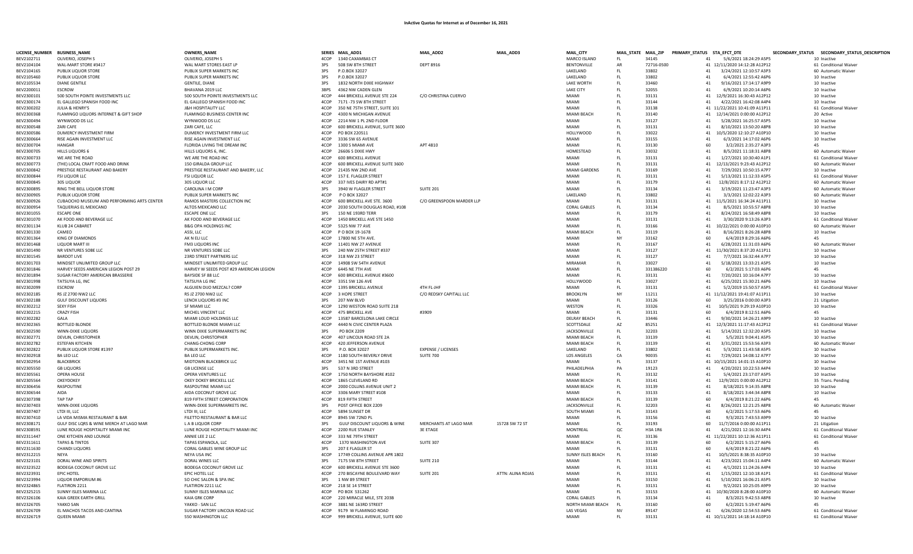# InActive Quotas for Internet as of December 16, 2021

| LICENSE_NUMBER | BUSINESS_NAME | OWNERS_NAME | SERIES | MAIL_ADD1 | MAIL_ADD2 | MAIL_ADD3 | MAIL_CITY | MAIL_STATE | MAIL_ZIP | PRIMARY_STATUS | STA_EFCT_DTE | SECONDARY_STATUS | SECONDARY_STATUS_DESCRIPTION |
|---|---|---|---|---|---|---|---|---|---|---|---|---|---|
| BEV2102711 | OLIVERIO, JOSEPH S | OLIVERIO, JOSEPH S | 4COP | 1340 CAXAMBAS CT | | | MARCO ISLAND | FL | 34145 | 41 | 5/6/2021 18:24:29 A5P5 | 10 | Inactive |
| BEV2104104 | WAL-MART STORE #3417 | WAL MART STORES EAST LP | 3PS | 508 SW 8TH STREET | DEPT 8916 | | BENTONVILLE | AR | 72716-0500 | 41 | 12/11/2020 14:12:28 A12P12 | 61 | Conditional Waiver |
| BEV2104165 | PUBLIX LIQUOR STORE | PUBLIX SUPER MARKETS INC | 3PS | P.O.BOX 32027 | | | LAKELAND | FL | 33802 | 41 | 3/24/2021 12:10:57 A3P3 | 60 | Automatic Waiver |
| BEV2105460 | PUBLIX LIQUOR STORE | PUBLIX SUPER MARKETS INC | 3PS | P.O.BOX 32027 | | | LAKELAND | FL | 33802 | 41 | 6/4/2021 12:55:42 A6P6 | 10 | Inactive |
| BEV2105534 | DIANE GENTILE | GENTILE, DIANE | 3PS | 1832 NORTH DIXIE HIGHWAY | | | LAKE WORTH | FL | 33460 | 41 | 9/16/2021 17:14:17 A9P9 | 10 | Inactive |
| BEV2200011 | ESCROW | BHAVANA 2019 LLC | 3BPS | 4362 NW CADEN GLEN | | | LAKE CITY | FL | 32055 | 41 | 6/9/2021 10:20:14 A6P6 | 10 | Inactive |
| BEV2300101 | 500 SOUTH POINTE INVESTMENTS LLC | 500 SOUTH POINTE INVESTMENTS LLC | 4COP | 444 BRICKELL AVENUE STE 224 | C/O CHRISTINA CUERVO | | MIAMI | FL | 33131 | 41 | 12/9/2021 16:30:43 A12P12 | 10 | Inactive |
| BEV2300174 | EL GALLEGO SPANISH FOOD INC | EL GALLEGO SPANISH FOOD INC | 4COP | 7171 -73 SW 8TH STREET | | | MIAMI | FL | 33144 | 41 | 4/22/2021 16:42:08 A4P4 | 10 | Inactive |
| BEV2300202 | JULIA & HENRY'S | J&H HOSPITALITY LLC | 4COP | 350 NE 75TH STREET, SUITE 101 | | | MIAMI | FL | 33138 | 41 | 11/22/2021 10:41:09 A11P11 | 61 | Conditional Waiver |
| BEV2300368 | FLAMINGO LIQUORS INTERNET & GIFT SHOP | FLAMINGO BUSINESS CENTER INC | 4COP | 4300 N MICHIGAN AVENUE | | | MIAMI BEACH | FL | 33140 | 41 | 12/14/2021 0:00:00 A12P12 | 20 | Active |
| BEV2300494 | WYNWOOD DS LLC | WYNWOOD DS LLC | 4COP | 2214 NW 1 PL 2ND FLOOR | | | MIAMI | FL | 33127 | 41 | 5/28/2021 16:25:57 A5P5 | 10 | Inactive |
| BEV2300548 | ZARI CAFE | ZARI CAFE, LLC | 4COP | 600 BRICKELL AVENUE, SUITE 3600 | | | MIAMI | FL | 33131 | 41 | 8/10/2021 13:50:20 A8P8 | 10 | Inactive |
| BEV2300586 | DUMERCY INVESTMENT FIRM | DUMERCY INVESTMENT FIRM LLC | 4COP | PO BOX 220511 | | | HOLLYWOOD | FL | 33022 | 41 | 10/5/2020 12:10:27 A10P10 | 10 | Inactive |
| BEV2300664 | RISE AGAIN INVESTMENT LLC | RISE AGAIN INVESTMENT LLC | 4COP | 3336 SW 65 AVENUE | | | MIAMI | FL | 33155 | 41 | 6/3/2021 14:17:02 A6P6 | 10 | Inactive |
| BEV2300704 | HANGAR | FLORIDA LIVING THE DREAM INC | 4COP | 1300 S MIAMI AVE | APT 4810 | | MIAMI | FL | 33130 | 60 | 3/2/2021 2:35:27 A3P3 | 45 | |
| BEV2300705 | HILLS LIQUORS 6 | HILLS LIQUORS 6, INC. | 4COP | 26606 S DIXIE HWY | | | HOMESTEAD | FL | 33032 | 41 | 8/5/2021 11:18:31 A8P8 | 60 | Automatic Waiver |
| BEV2300733 | WE ARE THE ROAD | WE ARE THE ROAD INC | 4COP | 600 BRICKELL AVENUE | | | MIAMI | FL | 33131 | 41 | 1/27/2021 10:30:40 A1P1 | 61 | Conditional Waiver |
| BEV2300773 | (THE) LOCAL CRAFT FOOD AND DRINK | 150 GIRALDA GROUP LLC | 4COP | 600 BRICKELL AVENUE SUITE 3600 | | | MIAMI | FL | 33131 | 41 | 12/13/2021 9:23:43 A12P12 | 60 | Automatic Waiver |
| BEV2300842 | PRESTIGE RESTAURANT AND BAKERY | PRESTIGE RESTAURANT AND BAKERY, LLC | 4COP | 21435 NW 2ND AVE | | | MIAMI GARDENS | FL | 33169 | 41 | 7/29/2021 10:50:15 A7P7 | 10 | Inactive |
| BEV2300844 | FSI LIQUOR LLC | FSI LIQUOR LLC | 4COP | 157 E. FLAGLER STREET | | | MIAMI | FL | 33131 | 41 | 5/13/2021 11:12:33 A5P5 | 61 | Conditional Waiver |
| BEV2300845 | 305 LIQUOR | 305 LIQUOR LLC | 4COP | 337 IVES DAIRY RD APT#1 | | | MIAMI | FL | 33179 | 41 | 12/8/2021 8:17:12 A12P12 | 60 | Automatic Waiver |
| BEV2300895 | RING THE BELL LIQUOR STORE | CAROLINA I M CORP | 3PS | 3940 W FLAGLER STREET | SUITE 201 | | MIAMI | FL | 33134 | 41 | 3/19/2021 11:23:47 A3P3 | 60 | Automatic Waiver |
| BEV2300905 | PUBLIX LIQUOR STORE | PUBLIX SUPER MARKETS INC | 4COP | P O BOX 32027 | | | LAKELAND | FL | 33802 | 41 | 3/3/2021 12:02:22 A3P3 | 60 | Automatic Waiver |
| BEV2300926 | CUBAOCHO MUSEUM AND PERFORMING ARTS CENTER | RAMOS MASTERS COLLECTION INC | 4COP | 600 BRICKELL AVE STE. 3600 | C/O GREENSPOON MARDER LLP | | MIAMI | FL | 33131 | 41 | 11/5/2021 16:34:24 A11P11 | 10 | Inactive |
| BEV2300954 | TAQUERIAS EL MEXICANO | ALTOS MEXICANO LLC | 4COP | 2030 SOUTH DOUGLAS ROAD, #108 | | | CORAL GABLES | FL | 33134 | 41 | 8/5/2021 10:55:57 A8P8 | 10 | Inactive |
| BEV2301055 | ESCAPE ONE | ESCAPE ONE LLC | 3PS | 150 NE 193RD TERR | | | MIAMI | FL | 33179 | 41 | 8/24/2021 16:58:49 A8P8 | 10 | Inactive |
| BEV2301070 | AK FOOD AND BEVERAGE LLC | AK FOOD AND BEVERAGE LLC | 4COP | 1450 BRICKELL AVE STE 1450 | | | MIAMI | FL | 33131 | 41 | 3/30/2020 9:13:26 A3P3 | 61 | Conditional Waiver |
| BEV2301134 | KLUB 24 CABARET | B&G OPA HOLDINGS INC | 4COP | 5325 NW 77 AVE | | | MIAMI | FL | 33166 | 41 | 10/22/2021 0:00:00 A10P10 | 60 | Automatic Waiver |
| BEV2301330 | CAMEO | ASSI, LLC | 4COP | P O BOX 19-1678 | | | MIAMI BEACH | FL | 33119 | 41 | 8/16/2021 8:26:28 A8P8 | 10 | Inactive |
| BEV2301364 | KING OF DIAMONDS | AK N ELI LLC | 4COP | 17800 NE 5TH AVE. | | | MIAMI | NY | 33162 | 60 | 6/4/2019 8:29:16 A6P6 | 45 | |
| BEV2301468 | LIQUOR MART III | FM3 LIQUORS INC | 4COP | 11401 NW 27 AVENUE | | | MIAMI | FL | 33167 | 41 | 6/28/2021 11:31:03 A6P6 | 60 | Automatic Waiver |
| BEV2301490 | NR VENTURES SOBE LLC | NR VENTURES SOBE LLC | 3PS | 240 NW 25TH STREET #337 | | | MIAMI | FL | 33127 | 41 | 11/30/2021 8:37:20 A11P11 | 10 | Inactive |
| BEV2301545 | BARDOT LIVE | 23RD STREET PARTNERS LLC | 4COP | 318 NW 23 STREET | | | MIAMI | FL | 33127 | 41 | 7/7/2021 16:32:44 A7P7 | 10 | Inactive |
| BEV2301703 | MINDSET UNLIMITED GROUP LLC | MINDSET UNLIMITED GROUP LLC | 4COP | 14908 SW 54TH AVENUE | | | MIRAMAR | FL | 33027 | 41 | 5/18/2021 13:33:21 A5P5 | 10 | Inactive |
| BEV2301846 | HARVEY SEEDS AMERICAN LEGION POST 29 | HARVEY W SEEDS POST #29 AMERICAN LEGION | 4COP | 6445 NE 7TH AVE | | | MIAMI | FL | 331386220 | 60 | 6/2/2021 5:17:03 A6P6 | 45 | |
| BEV2301894 | SUGAR FACTORY AMERICAN BRASSERIE | BAYSIDE SF 88 LLC | 4COP | 600 BRICKELL AVENUE #3600 | | | MIAMI | FL | 33131 | 41 | 7/20/2021 10:16:04 A7P7 | 10 | Inactive |
| BEV2301998 | TATSUYA LG, INC | TATSUYA LG INC | 4COP | 3351 SW 126 AVE | | | HOLLYWOOD | FL | 33027 | 41 | 6/25/2021 15:30:21 A6P6 | 10 | Inactive |
| BEV2302099 | ESCROW | ALGUIEN DIJO MEZCAL? CORP | 4COP | 1395 BRICKELL AVENUE | 4TH FL-JHF | | MIAMI | FL | 33131 | 41 | 5/2/2019 15:50:57 A5P5 | 61 | Conditional Waiver |
| BEV2302185 | RS JZ 2700 NW2 LLC | RS JZ 2700 NW2 LLC | 4COP | 3 HOPE STREET | C/O REDSKY CAPITALL LLC | | BROOKLYN | NY | 11211 | 41 | 11/12/2021 19:41:07 A11P11 | 10 | Inactive |
| BEV2302188 | GULF DISCOUNT LIQUORS | LENOX LIQUORS #3 INC | 3PS | 207 NW BLVD | | | MIAMI | FL | 33126 | 60 | 3/25/2016 0:00:00 A3P3 | 21 | Litigation |
| BEV2302212 | SEXY FISH | SF MIAMI LLC | 4COP | 1290 WESTON ROAD SUITE 218 | | | WESTON | FL | 33326 | 41 | 10/5/2021 9:29:19 A10P10 | 10 | Inactive |
| BEV2302215 | CRAZY FISH | MICHEL VINCENT LLC | 4COP | 475 BRICKELL AVE | #3909 | | MIAMI | FL | 33131 | 60 | 6/4/2019 8:12:51 A6P6 | 45 | |
| BEV2302282 | GALA | MIAMI LOUD HOLDINGS LLC | 4COP | 13587 BARCELONA LAKE CIRCLE | | | DELRAY BEACH | FL | 33446 | 41 | 9/30/2021 14:26:21 A9P9 | 10 | Inactive |
| BEV2302365 | BOTTLED BLONDE | BOTTLED BLONDE MIAMI LLC | 4COP | 4440 N CIVIC CENTER PLAZA | | | SCOTTSDALE | AZ | 85251 | 41 | 12/3/2021 11:17:43 A12P12 | 61 | Conditional Waiver |
| BEV2302590 | WINN-DIXIE LIQUORS | WINN DIXIE SUPERMARKETS INC | 3PS | PO BOX 2209 | | | JACKSONVILLE | FL | 32203 | 41 | 5/14/2021 12:32:20 A5P5 | 10 | Inactive |
| BEV2302771 | DEVLIN, CHRISTOPHER | DEVLIN, CHRISTOPHER | 4COP | 407 LINCOLN ROAD STE 2A | | | MIAMI BEACH | FL | 33139 | 41 | 5/5/2021 9:04:41 A5P5 | 10 | Inactive |
| BEV2302782 | ESTEFAN KITCHEN | CHANG-CHONG CORP | 4COP | 420 JEFFERSON AVENUE | | | MIAMI BEACH | FL | 33139 | 41 | 3/31/2021 15:53:56 A3P3 | 60 | Automatic Waiver |
| BEV2302822 | PUBLIX LIQUOR STORE #1397 | PUBLIX SUPERMARKETS INC. | 3PS | P.O. BOX 32027 | EXPENSE / LICENSES | | LAKELAND | FL | 33802 | 41 | 5/3/2021 11:43:58 A5P5 | 10 | Inactive |
| BEV2302918 | BA LEO LLC | BA LEO LLC | 4COP | 1180 SOUTH BEVERLY DRIVE | SUITE 700 | | LOS ANGELES | CA | 90035 | 41 | 7/29/2021 14:08:12 A7P7 | 10 | Inactive |
| BEV2302954 | BLACKBRICK | MIDTOWN BLACKBRICK LLC | 4COP | 3451 NE 1ST AVENUE #103 | | | MIAMI | FL | 33137 | 41 | 10/15/2021 14:01:15 A10P10 | 10 | Inactive |
| BEV2305550 | GB LIQUORS | GB LICENSE LLC | 3PS | 537 N 3RD STREET | | | PHILADELPHIA | PA | 19123 | 41 | 4/20/2021 10:22:53 A4P4 | 10 | Inactive |
| BEV2305561 | OPERA HOUSE | OPERA VENTURES LLC | 4COP | 1750 NORTH BAYSHORE #102 | | | MIAMI | FL | 33132 | 41 | 5/4/2021 23:17:07 A5P5 | 10 | Inactive |
| BEV2305564 | OKEYDOKEY | OKEY DOKEY BRICKELL LLC | 4COP | 1865 CLEVELAND RD | | | MIAMI BEACH | FL | 33141 | 41 | 12/9/2021 0:00:00 A12P12 | 35 | Trans. Pending |
| BEV2306456 | RASPOUTINE | RASPOUTINE MIAMI LLC | 4COP | 2000 COLLINS AVENUE UNIT 2 | | | MIAMI BEACH | FL | 33139 | 41 | 8/18/2021 9:14:35 A8P8 | 10 | Inactive |
| BEV2306544 | AIDA | AIDA COCONUT GROVE LLC | 4COP | 3306 MARY STREET #108 | | | MIAMI | FL | 33133 | 41 | 8/18/2021 3:44:34 A8P8 | 10 | Inactive |
| BEV2307398 | TAP TAP | 819 FIFTH STREET CORPORATION | 4COP | 819 FIFTH STREET | | | MIAMI BEACH | FL | 33139 | 60 | 6/4/2019 8:21:22 A6P6 | 45 | |
| BEV2307403 | WINN-DIXIE LIQUORS | WINN-DIXIE SUPERMARKETS INC. | 3PS | POST OFFICE BOX 2209 | | | JACKSONVILLE | FL | 32203 | 41 | 8/26/2021 12:21:25 A8P8 | 60 | Automatic Waiver |
| BEV2307407 | LTDI III, LLC | LTDI III, LLC | 4COP | 5894 SUNSET DR | | | SOUTH MIAMI | FL | 33143 | 60 | 6/2/2021 5:17:53 A6P6 | 45 | |
| BEV2307410 | LA VIDA MISMA RESTAURANT & BAR | FILETTO RESTAURANT & BAR LLC | 4COP | 8945 SW 72ND PL | | | MIAMI | FL | 33156 | 41 | 9/3/2021 7:43:53 A9P9 | 10 | Inactive |
| BEV2308171 | GULF DISC LQRS & WINE MERCH AT LAGO MAR | L A B LIQUOR CORP | 3PS | GULF DISCOUNT LIQUORS & WINE | MERCHANTS AT LAGO MAR | 15728 SW 72 ST | MIAMI | FL | 33193 | 60 | 11/7/2016 0:00:00 A11P11 | 21 | Litigation |
| BEV2308591 | LUNE ROUGE HOSPITALITY MIAMI INC | LUNE ROUGE HOSPITALITY MIAMI INC | 4COP | 2200 RUE STANLEY | 3E ETAGE | | MONTREAL | QC | H3A 1R6 | 41 | 4/21/2021 12:16:30 A4P4 | 61 | Conditional Waiver |
| BEV2311447 | ONE KITCHEN AND LOUNGE | ANNIE LEE 2 LLC | 4COP | 333 NE 79TH STREET | | | MIAMI | FL | 33136 | 41 | 11/22/2021 10:12:36 A11P11 | 61 | Conditional Waiver |
| BEV2311611 | TAPAS & TINTOS | TAPAS ESPANOLA, LLC | 4COP | 1370 WASHINGTON AVE | SUITE 307 | | MIAMI BEACH | FL | 33139 | 60 | 6/2/2021 5:15:27 A6P6 | 45 | |
| BEV2311630 | CHANDI LIQUORS | CORAL GABLES WINE GROUP LLC | 3PS | 207 E FLAGLER ST | | | MIAMI | FL | 33131 | 60 | 6/4/2019 8:21:22 A6P6 | 45 | |
| BEV2312215 | NEYA | NEYA USA INC | 4COP | 17749 COLLINS AVENUE APR 1802 | | | SUNNY ISLES BEACH | FL | 33160 | 41 | 10/5/2021 8:38:35 A10P10 | 10 | Inactive |
| BEV2323101 | DORAL WINE AND SPIRITS | DORAL WINES LLC | 3PS | 7175 SW 8TH STREET | SUITE 210 | | MIAMI | FL | 33144 | 41 | 4/23/2021 15:04:11 A4P4 | 60 | Automatic Waiver |
| BEV2323522 | BODEGA COCONUT GROVE LLC | BODEGA COCONUT GROVE LLC | 4COP | 600 BRICKELL AVENUE STE 3600 | | | MIAMI | FL | 33131 | 41 | 4/1/2021 11:24:26 A4P4 | 10 | Inactive |
| BEV2323931 | EPIC HOTEL | EPIC HOTEL LLC | 4COP | 270 BISCAYNE BOULEVARD WAY | SUITE 201 | ATTN: ALINA ROJAS | MIAMI | FL | 33131 | 41 | 1/15/2021 12:10:18 A1P1 | 61 | Conditional Waiver |
| BEV2323994 | LIQUOR EMPORIUM #6 | SO CHIC SALON & SPA INC | 3PS | 1 NW 89 STREET | | | MIAMI | FL | 33150 | 41 | 5/10/2021 16:06:21 A5P5 | 10 | Inactive |
| BEV2324865 | FLATIRON 2211 | FLATIRON 2211 LLC | 4COP | 218 SE 14 STREET | | | MIAMI | FL | 33131 | 41 | 9/2/2021 10:25:05 A9P9 | 10 | Inactive |
| BEV2325215 | SUNNY ISLES MARINA LLC | SUNNY ISLES MARINA LLC | 4COP | PO BOX 531262 | | | MIAMI | FL | 33153 | 41 | 10/30/2020 8:28:00 A10P10 | 60 | Automatic Waiver |
| BEV2326106 | KAIA GREEK EARTH GRILL | KAIA GRK CORP | 4COP | 220 MIRACLE MILE, STE 203B | | | CORAL GABLES | FL | 33134 | 41 | 8/3/2021 9:42:53 A8P8 | 10 | Inactive |
| BEV2326705 | YAKKO SAN | YAKKO - SAN LLC | 4COP | 3881 NE 163RD STREET | | | NORTH MIAMI BEACH | FL | 33160 | 60 | 6/2/2021 5:19:47 A6P6 | 45 | |
| BEV2326709 | EL MACHOS TACOS AND CANTINA | SUGAR FACTORY LINCOLN ROAD LLC | 4COP | 9179 W FLAMINGO ROAD | | | LAS VEGAS | NV | 89147 | 41 | 6/26/2020 12:54:53 A6P6 | 61 | Conditional Waiver |
| BEV2326719 | QUEEN MIAMI | 550 WASHINGTON LLC | 4COP | 999 BRICKELL AVENUE, SUITE 600 | | | MIAMI | FL | 33131 | 41 | 10/11/2021 14:18:14 A10P10 | 61 | Conditional Waiver |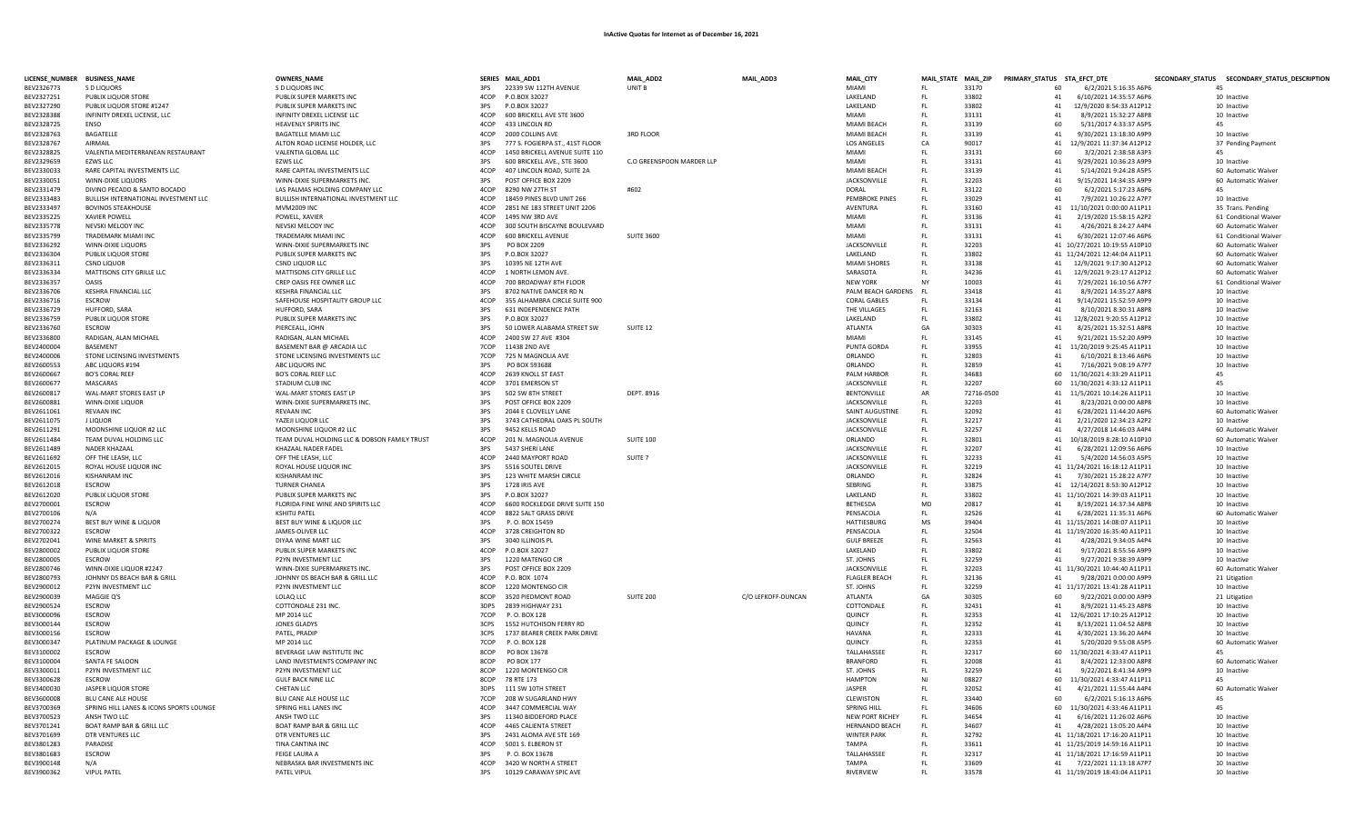# InActive Quotas for Internet as of December 16, 2021

| LICENSE_NUMBER | BUSINESS_NAME | OWNERS_NAME | SERIES | MAIL_ADD1 | MAIL_ADD2 | MAIL_ADD3 | MAIL_CITY | MAIL_STATE | MAIL_ZIP | PRIMARY_STATUS | STA_EFCT_DTE | SECONDARY_STATUS | SECONDARY_STATUS_DESCRIPTION |
|---|---|---|---|---|---|---|---|---|---|---|---|---|---|
| BEV2326773 | S D LIQUORS | S D LIQUORS INC | 3PS | 22339 SW 112TH AVENUE | UNIT B | | MIAMI | FL | 33170 | 60 | 6/2/2021 5:16:35 A6P6 | 45 | |
| BEV2327251 | PUBLIX LIQUOR STORE | PUBLIX SUPER MARKETS INC | 4COP | P.O.BOX 32027 | | | LAKELAND | FL | 33802 | 41 | 6/10/2021 14:35:57 A6P6 | 10 | Inactive |
| BEV2327290 | PUBLIX LIQUOR STORE #1247 | PUBLIX SUPER MARKETS INC | 3PS | P.O.BOX 32027 | | | LAKELAND | FL | 33802 | 41 | 12/9/2020 8:54:33 A12P12 | 10 | Inactive |
| BEV2328388 | INFINITY DREXEL LICENSE, LLC | INFINITY DREXEL LICENSE LLC | 4COP | 600 BRICKELL AVE STE 3600 | | | MIAMI | FL | 33131 | 41 | 8/9/2021 15:32:27 A8P8 | 10 | Inactive |
| BEV2328725 | ENSO | HEAVENLY SPIRITS INC | 4COP | 433 LINCOLN RD | | | MIAMI BEACH | FL | 33139 | 60 | 5/31/2017 4:33:37 A5P5 | 45 | |
| BEV2328763 | BAGATELLE | BAGATELLE MIAMI LLC | 4COP | 2000 COLLINS AVE | 3RD FLOOR | | MIAMI BEACH | FL | 33139 | 41 | 9/30/2021 13:18:30 A9P9 | 10 | Inactive |
| BEV2328767 | AIRMAIL | ALTON ROAD LICENSE HOLDER, LLC | 3PS | 777 S. FOGIERPA ST., 41ST FLOOR | | | LOS ANGELES | CA | 90017 | 41 | 12/9/2021 11:37:34 A12P12 | 37 | Pending Payment |
| BEV2328825 | VALENTIA MEDITERRANEAN RESTAURANT | VALENTIA GLOBAL LLC | 4COP | 1450 BRICKELL AVENUE SUITE 110 | | | MIAMI | FL | 33131 | 60 | 3/2/2021 2:38:58 A3P3 | 45 | |
| BEV2329659 | EZWS LLC | EZWS LLC | 3PS | 600 BRICKELL AVE., STE 3600 | C.O GREENSPOON MARDER LLP | | MIAMI | FL | 33131 | 41 | 9/29/2021 10:36:23 A9P9 | 10 | Inactive |
| BEV2330033 | RARE CAPITAL INVESTMENTS LLC | RARE CAPITAL INVESTMENTS LLC | 4COP | 407 LINCOLN ROAD, SUITE 2A | | | MIAMI BEACH | FL | 33139 | 41 | 5/14/2021 9:24:28 A5P5 | 60 | Automatic Waiver |
| BEV2330051 | WINN-DIXIE LIQUORS | WINN-DIXIE SUPERMARKETS INC. | 3PS | POST OFFICE BOX 2209 | | | JACKSONVILLE | FL | 32203 | 41 | 9/15/2021 14:34:35 A9P9 | 60 | Automatic Waiver |
| BEV2331479 | DIVINO PECADO & SANTO BOCADO | LAS PALMAS HOLDING COMPANY LLC | 4COP | 8290 NW 27TH ST | #602 | | DORAL | FL | 33122 | 60 | 6/2/2021 5:17:23 A6P6 | 45 | |
| BEV2333483 | BULLISH INTERNATIONAL INVESTMENT LLC | BULLISH INTERNATIONAL INVESTMENT LLC | 4COP | 18459 PINES BLVD UNIT 266 | | | PEMBROKE PINES | FL | 33029 | 41 | 7/9/2021 10:26:22 A7P7 | 10 | Inactive |
| BEV2333497 | BOVINOS STEAKHOUSE | MVM2009 INC | 4COP | 2851 NE 183 STREET UNIT 2206 | | | AVENTURA | FL | 33160 | 41 | 11/10/2021 0:00:00 A11P11 | 35 | Trans. Pending |
| BEV2335225 | XAVIER POWELL | POWELL, XAVIER | 4COP | 1495 NW 3RD AVE | | | MIAMI | FL | 33136 | 41 | 2/19/2020 15:58:15 A2P2 | 61 | Conditional Waiver |
| BEV2335778 | NEVSKI MELODY INC | NEVSKI MELODY INC | 4COP | 300 SOUTH BISCAYNE BOULEVARD | | | MIAMI | FL | 33131 | 41 | 4/26/2021 8:24:27 A4P4 | 60 | Automatic Waiver |
| BEV2335799 | TRADEMARK MIAMI INC | TRADEMARK MIAMI INC | 4COP | 600 BRICKELL AVENUE | SUITE 3600 | | MIAMI | FL | 33131 | 41 | 6/30/2021 12:07:46 A6P6 | 61 | Conditional Waiver |
| BEV2336292 | WINN-DIXIE LIQUORS | WINN-DIXIE SUPERMARKETS INC | 3PS | PO BOX 2209 | | | JACKSONVILLE | FL | 32203 | 41 | 10/27/2021 10:19:55 A10P10 | 60 | Automatic Waiver |
| BEV2336304 | PUBLIX LIQUOR STORE | PUBLIX SUPER MARKETS INC | 3PS | P.O.BOX 32027 | | | LAKELAND | FL | 33802 | 41 | 11/24/2021 12:44:04 A11P11 | 60 | Automatic Waiver |
| BEV2336311 | CSND LIQUOR | CSND LIQUOR LLC | 3PS | 10395 NE 12TH AVE | | | MIAMI SHORES | FL | 33138 | 41 | 12/9/2021 9:17:30 A12P12 | 60 | Automatic Waiver |
| BEV2336334 | MATTISONS CITY GRILLE LLC | MATTISONS CITY GRILLE LLC | 4COP | 1 NORTH LEMON AVE. | | | SARASOTA | FL | 34236 | 41 | 12/9/2021 9:23:17 A12P12 | 60 | Automatic Waiver |
| BEV2336357 | OASIS | CREP OASIS FEE OWNER LLC | 4COP | 700 BROADWAY 8TH FLOOR | | | NEW YORK | NY | 10003 | 41 | 7/29/2021 16:10:56 A7P7 | 61 | Conditional Waiver |
| BEV2336706 | KESHRA FINANCIAL LLC | KESHRA FINANCIAL LLC | 3PS | 8702 NATIVE DANCER RD N | | | PALM BEACH GARDENS | FL | 33418 | 41 | 8/9/2021 14:35:27 A8P8 | 10 | Inactive |
| BEV2336716 | ESCROW | SAFEHOUSE HOSPITALITY GROUP LLC | 4COP | 355 ALHAMBRA CIRCLE SUITE 900 | | | CORAL GABLES | FL | 33134 | 41 | 9/14/2021 15:52:59 A9P9 | 10 | Inactive |
| BEV2336729 | HUFFORD, SARA | HUFFORD, SARA | 3PS | 631 INDEPENDENCE PATH | | | THE VILLAGES | FL | 32163 | 41 | 8/10/2021 8:30:31 A8P8 | 10 | Inactive |
| BEV2336759 | PUBLIX LIQUOR STORE | PUBLIX SUPER MARKETS INC | 3PS | P.O.BOX 32027 | | | LAKELAND | FL | 33802 | 41 | 12/8/2021 9:20:55 A12P12 | 10 | Inactive |
| BEV2336760 | ESCROW | PIERCEALL, JOHN | 3PS | 50 LOWER ALABAMA STREET SW | SUITE 12 | | ATLANTA | GA | 30303 | 41 | 8/25/2021 15:32:51 A8P8 | 10 | Inactive |
| BEV2336800 | RADIGAN, ALAN MICHAEL | RADIGAN, ALAN MICHAEL | 4COP | 2400 SW 27 AVE #304 | | | MIAMI | FL | 33145 | 41 | 9/21/2021 15:52:20 A9P9 | 10 | Inactive |
| BEV2400004 | BASEMENT | BASEMENT BAR @ ARCADIA LLC | 7COP | 11438 2ND AVE | | | PUNTA GORDA | FL | 33955 | 41 | 11/20/2019 9:25:45 A11P11 | 10 | Inactive |
| BEV2400006 | STONE LICENSING INVESTMENTS | STONE LICENSING INVESTMENTS LLC | 7COP | 725 N MAGNOLIA AVE | | | ORLANDO | FL | 32803 | 41 | 6/10/2021 8:13:46 A6P6 | 10 | Inactive |
| BEV2600553 | ABC LIQUORS #194 | ABC LIQUORS INC | 3PS | PO BOX 593688 | | | ORLANDO | FL | 32859 | 41 | 7/16/2021 9:08:19 A7P7 | 10 | Inactive |
| BEV2600667 | BO'S CORAL REEF | BO'S CORAL REEF LLC | 4COP | 2639 KNOLL ST EAST | | | PALM HARBOR | FL | 34683 | 60 | 11/30/2021 4:33:29 A11P11 | 45 | |
| BEV2600677 | MASCARAS | STADIUM CLUB INC | 4COP | 3701 EMERSON ST | | | JACKSONVILLE | FL | 32207 | 60 | 11/30/2021 4:33:12 A11P11 | 45 | |
| BEV2600817 | WAL-MART STORES EAST LP | WAL-MART STORES EAST LP | 3PS | 502 SW 8TH STREET | DEPT. 8916 | | BENTONVILLE | AR | 72716-0500 | 41 | 11/5/2021 10:14:26 A11P11 | 10 | Inactive |
| BEV2600881 | WINN-DIXIE LIQUOR | WINN-DIXIE SUPERMARKETS INC. | 3PS | POST OFFICE BOX 2209 | | | JACKSONVILLE | FL | 32203 | 41 | 8/23/2021 0:00:00 A8P8 | 10 | Inactive |
| BEV2611061 | REVAAN INC | REVAAN INC | 3PS | 2044 E CLOVELLY LANE | | | SAINT AUGUSTINE | FL | 32092 | 41 | 6/28/2021 11:44:20 A6P6 | 60 | Automatic Waiver |
| BEV2611075 | J LIQUOR | YAZEJI LIQUOR LLC | 3PS | 3743 CATHEDRAL OAKS PL SOUTH | | | JACKSONVILLE | FL | 32217 | 41 | 2/21/2020 12:34:23 A2P2 | 10 | Inactive |
| BEV2611291 | MOONSHINE LIQUOR #2 LLC | MOONSHINE LIQUOR #2 LLC | 3PS | 9452 KELLS ROAD | | | JACKSONVILLE | FL | 32257 | 41 | 4/27/2018 14:46:03 A4P4 | 60 | Automatic Waiver |
| BEV2611484 | TEAM DUVAL HOLDING LLC | TEAM DUVAL HOLDING LLC & DOBSON FAMILY TRUST | 4COP | 201 N. MAGNOLIA AVENUE | SUITE 100 | | ORLANDO | FL | 32801 | 41 | 10/18/2019 8:28:10 A10P10 | 60 | Automatic Waiver |
| BEV2611489 | NADER KHAZAAL | KHAZAAL NADER FADEL | 3PS | 5437 SHERI LANE | | | JACKSONVILLE | FL | 32207 | 41 | 6/28/2021 12:09:56 A6P6 | 10 | Inactive |
| BEV2611692 | OFF THE LEASH, LLC | OFF THE LEASH, LLC | 4COP | 2440 MAYPORT ROAD | SUITE 7 | | JACKSONVILLE | FL | 32233 | 41 | 5/4/2020 14:56:03 A5P5 | 10 | Inactive |
| BEV2612015 | ROYAL HOUSE LIQUOR INC | ROYAL HOUSE LIQUOR INC | 3PS | 5516 SOUTEL DRIVE | | | JACKSONVILLE | FL | 32219 | 41 | 11/24/2021 16:18:12 A11P11 | 10 | Inactive |
| BEV2612016 | KISHANRAM INC | KISHANRAM INC | 3PS | 123 WHITE MARSH CIRCLE | | | ORLANDO | FL | 32824 | 41 | 7/30/2021 15:28:22 A7P7 | 10 | Inactive |
| BEV2612018 | ESCROW | TURNER CHANEA | 3PS | 1728 IRIS AVE | | | SEBRING | FL | 33875 | 41 | 12/14/2021 8:53:30 A12P12 | 10 | Inactive |
| BEV2612020 | PUBLIX LIQUOR STORE | PUBLIX SUPER MARKETS INC | 3PS | P.O.BOX 32027 | | | LAKELAND | FL | 33802 | 41 | 11/10/2021 14:39:03 A11P11 | 10 | Inactive |
| BEV2700001 | ESCROW | FLORIDA FINE WINE AND SPIRITS LLC | 4COP | 6600 ROCKLEDGE DRIVE SUITE 150 | | | BETHESDA | MD | 20817 | 41 | 8/19/2021 14:37:34 A8P8 | 10 | Inactive |
| BEV2700106 | N/A | KSHITIJ PATEL | 4COP | 8822 SALT GRASS DRIVE | | | PENSACOLA | FL | 32526 | 41 | 6/28/2021 11:35:31 A6P6 | 60 | Automatic Waiver |
| BEV2700274 | BEST BUY WINE & LIQUOR | BEST BUY WINE & LIQUOR LLC | 3PS | P. O. BOX 15459 | | | HATTIESBURG | MS | 39404 | 41 | 11/15/2021 14:08:07 A11P11 | 10 | Inactive |
| BEV2700322 | ESCROW | JAMES-OLIVER LLC | 4COP | 3728 CREIGHTON RD | | | PENSACOLA | FL | 32504 | 41 | 11/19/2020 16:35:40 A11P11 | 10 | Inactive |
| BEV2702041 | WINE MARKET & SPIRITS | DIYAA WINE MART LLC | 3PS | 3040 ILLINOIS PL | | | GULF BREEZE | FL | 32563 | 41 | 4/28/2021 9:34:05 A4P4 | 10 | Inactive |
| BEV2800002 | PUBLIX LIQUOR STORE | PUBLIX SUPER MARKETS INC | 4COP | P.O.BOX 32027 | | | LAKELAND | FL | 33802 | 41 | 9/17/2021 8:55:56 A9P9 | 10 | Inactive |
| BEV2800005 | ESCROW | P2YN INVESTMENT LLC | 3PS | 1220 MATENGO CIR | | | ST. JOHNS | FL | 32259 | 41 | 9/27/2021 9:38:39 A9P9 | 10 | Inactive |
| BEV2800746 | WINN-DIXIE LIQUOR #2247 | WINN-DIXIE SUPERMARKETS INC. | 3PS | POST OFFICE BOX 2209 | | | JACKSONVILLE | FL | 32203 | 41 | 11/30/2021 10:44:40 A11P11 | 60 | Automatic Waiver |
| BEV2800793 | JOHNNY DS BEACH BAR & GRILL | JOHNNY DS BEACH BAR & GRILL LLC | 4COP | P.O. BOX 1074 | | | FLAGLER BEACH | FL | 32136 | 41 | 9/28/2021 0:00:00 A9P9 | 21 | Litigation |
| BEV2900012 | P2YN INVESTMENT LLC | P2YN INVESTMENT LLC | 8COP | 1220 MONTENGO CIR | | | ST. JOHNS | FL | 32259 | 41 | 11/17/2021 13:41:28 A11P11 | 10 | Inactive |
| BEV2900039 | MAGGIE Q'S | LOLMAQ LLC | 8COP | 3520 PIEDMONT ROAD | SUITE 200 | C/O LEFKOFF-DUNCAN | ATLANTA | GA | 30305 | 60 | 9/22/2021 0:00:00 A9P9 | 21 | Litigation |
| BEV2900524 | ESCROW | COTTONDALE 231 INC. | 3DPS | 2839 HIGHWAY 231 | | | COTTONDALE | FL | 32431 | 41 | 8/9/2021 11:45:23 A8P8 | 10 | Inactive |
| BEV3000096 | ESCROW | MP 2014 LLC | 7COP | P. O. BOX 128 | | | QUINCY | FL | 32353 | 41 | 12/6/2021 17:10:25 A12P12 | 10 | Inactive |
| BEV3000144 | ESCROW | JONES GLADYS | 3CPS | 1552 HUTCHISON FERRY RD | | | QUINCY | FL | 32352 | 41 | 8/13/2021 11:04:52 A8P8 | 10 | Inactive |
| BEV3000156 | ESCROW | PATEL, PRADIP | 3CPS | 1737 BEARER CREEK PARK DRIVE | | | HAVANA | FL | 32333 | 41 | 4/30/2021 13:36:20 A4P4 | 10 | Inactive |
| BEV3000347 | PLATINUM PACKAGE & LOUNGE | MP 2014 LLC | 7COP | P. O. BOX 128 | | | QUINCY | FL | 32353 | 41 | 5/20/2020 9:55:08 A5P5 | 60 | Automatic Waiver |
| BEV3100002 | ESCROW | BEVERAGE LAW INSTITUTE INC | 8COP | PO BOX 13678 | | | TALLAHASSEE | FL | 32317 | 60 | 11/30/2021 4:33:47 A11P11 | 45 | |
| BEV3100004 | SANTA FE SALOON | LAND INVESTMENTS COMPANY INC | 8COP | PO BOX 177 | | | BRANFORD | FL | 32008 | 41 | 8/4/2021 12:33:00 A8P8 | 10 | Inactive |
| BEV3300011 | P2YN INVESTMENT LLC | P2YN INVESTMENT LLC | 8COP | 1220 MONTENGO CIR | | | ST. JOHNS | FL | 32259 | 41 | 9/22/2021 8:41:34 A9P9 | 10 | Inactive |
| BEV3300628 | ESCROW | GULF BACK NINE LLC | 8COP | 78 RTE 173 | | | HAMPTON | NJ | 08827 | 60 | 11/30/2021 4:33:47 A11P11 | 45 | |
| BEV3400030 | JASPER LIQUOR STORE | CHETAN LLC | 3DPS | 111 SW 10TH STREET | | | JASPER | FL | 32052 | 41 | 4/21/2021 11:55:44 A4P4 | 60 | Automatic Waiver |
| BEV3600008 | BLU CANE ALE HOUSE | BLU CANE ALE HOUSE LLC | 7COP | 208 W SUGARLAND HWY | | | CLEWISTON | FL | 33440 | 60 | 6/2/2021 5:16:13 A6P6 | 45 | |
| BEV3700369 | SPRING HILL LANES & ICONS SPORTS LOUNGE | SPRING HILL LANES INC | 4COP | 3447 COMMERCIAL WAY | | | SPRING HILL | FL | 34606 | 60 | 11/30/2021 4:33:46 A11P11 | 45 | |
| BEV3700523 | ANSH TWO LLC | ANSH TWO LLC | 3PS | 11340 BIDDEFORD PLACE | | | NEW PORT RICHEY | FL | 34654 | 41 | 6/16/2021 11:26:02 A6P6 | 10 | Inactive |
| BEV3701241 | BOAT RAMP BAR & GRILL LLC | BOAT RAMP BAR & GRILL LLC | 4COP | 4465 CALIENTA STREET | | | HERNANDO BEACH | FL | 34607 | 41 | 4/28/2021 13:05:20 A4P4 | 10 | Inactive |
| BEV3701699 | DTR VENTURES LLC | DTR VENTURES LLC | 3PS | 2431 ALOMA AVE STE 169 | | | WINTER PARK | FL | 32792 | 41 | 11/18/2021 17:16:20 A11P11 | 10 | Inactive |
| BEV3801283 | PARADISE | TINA CANTINA INC | 4COP | 5001 S. ELBERON ST | | | TAMPA | FL | 33611 | 41 | 11/25/2019 14:59:16 A11P11 | 10 | Inactive |
| BEV3801683 | ESCROW | FEIGE LAURA A | 3PS | P. O. BOX 13678 | | | TALLAHASSEE | FL | 32317 | 41 | 11/18/2021 17:16:59 A11P11 | 10 | Inactive |
| BEV3900148 | N/A | NEBRASKA BAR INVESTMENTS INC | 4COP | 3420 W NORTH A STREET | | | TAMPA | FL | 33609 | 41 | 7/22/2021 11:13:18 A7P7 | 10 | Inactive |
| BEV3900362 | VIPUL PATEL | PATEL VIPUL | 3PS | 10129 CARAWAY SPIC AVE | | | RIVERVIEW | FL | 33578 | 41 | 11/19/2019 18:43:04 A11P11 | 10 | Inactive |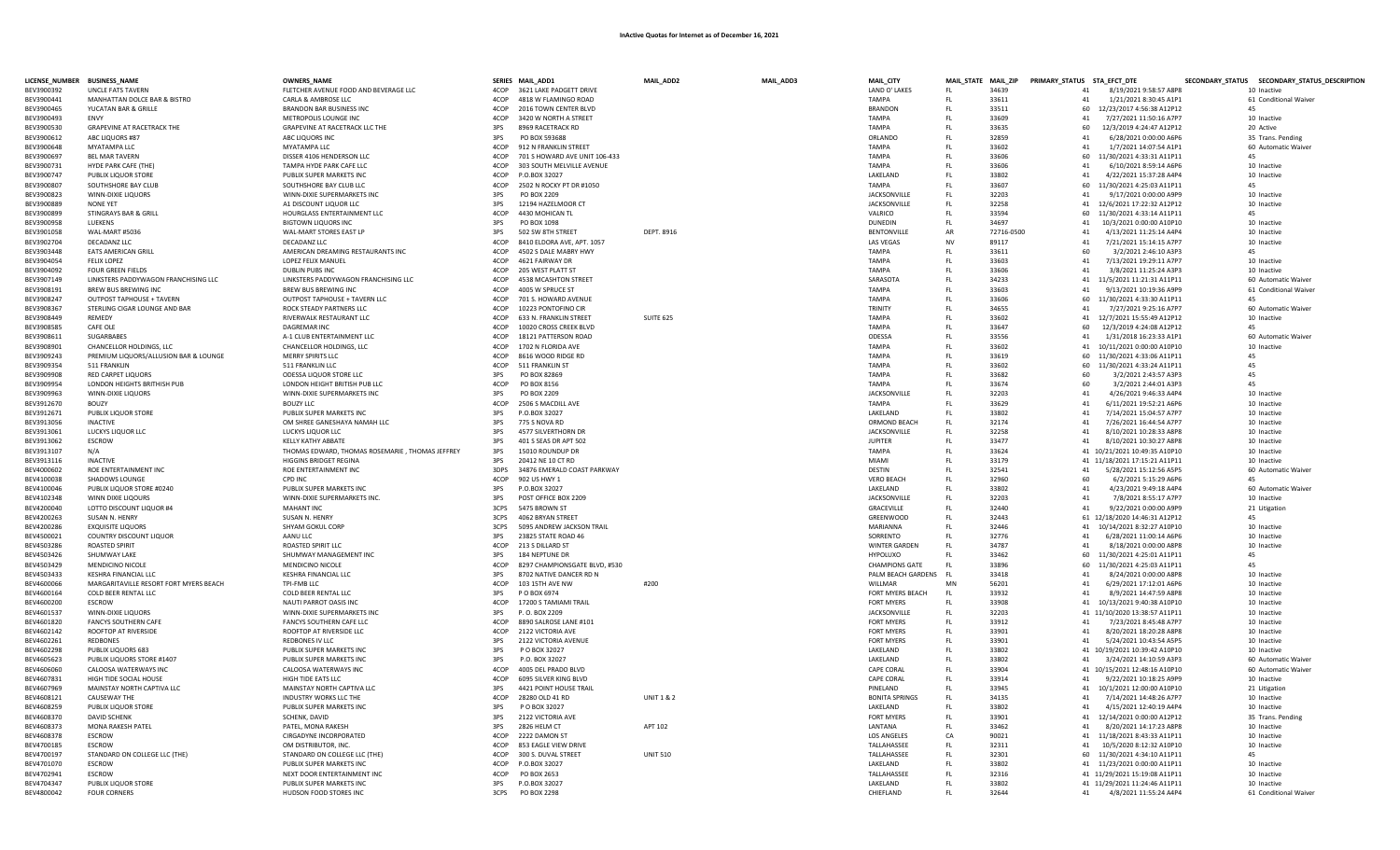# InActive Quotas for Internet as of December 16, 2021

| LICENSE_NUMBER | BUSINESS_NAME | OWNERS_NAME | SERIES | MAIL_ADD1 | MAIL_ADD2 | MAIL_ADD3 | MAIL_CITY | MAIL_STATE | MAIL_ZIP | PRIMARY_STATUS | STA_EFCT_DTE | SECONDARY_STATUS | SECONDARY_STATUS_DESCRIPTION |
|---|---|---|---|---|---|---|---|---|---|---|---|---|---|
| BEV3900392 | UNCLE FATS TAVERN | FLETCHER AVENUE FOOD AND BEVERAGE LLC | 4COP | 3621 LAKE PADGETT DRIVE | | | LAND O' LAKES | FL | 34639 | 41 | 8/19/2021 9:58:57 A8P8 | | 10 Inactive |
| BEV3900441 | MANHATTAN DOLCE BAR & BISTRO | CARLA & AMBROSE LLC | 4COP | 4818 W FLAMINGO ROAD | | | TAMPA | FL | 33611 | 41 | 1/21/2021 8:30:45 A1P1 | | 61 Conditional Waiver |
| BEV3900465 | YUCATAN BAR & GRILLE | BRANDON BAR BUSINESS INC | 4COP | 2016 TOWN CENTER BLVD | | | BRANDON | FL | 33511 | 60 | 12/23/2017 4:56:38 A12P12 | | 45 |
| BEV3900493 | ENVY | METROPOLIS LOUNGE INC | 4COP | 3420 W NORTH A STREET | | | TAMPA | FL | 33609 | 41 | 7/27/2021 11:50:16 A7P7 | | 10 Inactive |
| BEV3900530 | GRAPEVINE AT RACETRACK THE | GRAPEVINE AT RACETRACK LLC THE | 3PS | 8969 RACETRACK RD | | | TAMPA | FL | 33635 | 60 | 12/3/2019 4:24:47 A12P12 | | 20 Active |
| BEV3900612 | ABC LIQUORS #87 | ABC LIQUORS INC | 3PS | PO BOX 593688 | | | ORLANDO | FL | 32859 | 41 | 6/28/2021 0:00:00 A6P6 | | 35 Trans. Pending |
| BEV3900648 | MYATAMPA LLC | MYATAMPA LLC | 4COP | 912 N FRANKLIN STREET | | | TAMPA | FL | 33602 | 41 | 1/7/2021 14:07:54 A1P1 | | 60 Automatic Waiver |
| BEV3900697 | BEL MAR TAVERN | DISSER 4106 HENDERSON LLC | 4COP | 701 S HOWARD AVE UNIT 106-433 | | | TAMPA | FL | 33606 | 60 | 11/30/2021 4:33:31 A11P11 | | 45 |
| BEV3900731 | HYDE PARK CAFE (THE) | TAMPA HYDE PARK CAFE LLC | 4COP | 303 SOUTH MELVILLE AVENUE | | | TAMPA | FL | 33606 | 41 | 6/10/2021 8:59:14 A6P6 | | 10 Inactive |
| BEV3900747 | PUBLIX LIQUOR STORE | PUBLIX SUPER MARKETS INC | 4COP | P.O.BOX 32027 | | | LAKELAND | FL | 33802 | 41 | 4/22/2021 15:37:28 A4P4 | | 10 Inactive |
| BEV3900807 | SOUTHSHORE BAY CLUB | SOUTHSHORE BAY CLUB LLC | 4COP | 2502 N ROCKY PT DR #1050 | | | TAMPA | FL | 33607 | 60 | 11/30/2021 4:25:03 A11P11 | | 45 |
| BEV3900823 | WINN-DIXIE LIQUORS | WINN-DIXIE SUPERMARKETS INC | 3PS | PO BOX 2209 | | | JACKSONVILLE | FL | 32203 | 41 | 9/17/2021 0:00:00 A9P9 | | 10 Inactive |
| BEV3900889 | NONE YET | A1 DISCOUNT LIQUOR LLC | 3PS | 12194 HAZELMOOR CT | | | JACKSONVILLE | FL | 32258 | 41 | 12/6/2021 17:22:32 A12P12 | | 10 Inactive |
| BEV3900899 | STINGRAYS BAR & GRILL | HOURGLASS ENTERTAINMENT LLC | 4COP | 4430 MOHICAN TL | | | VALRICO | FL | 33594 | 60 | 11/30/2021 4:33:14 A11P11 | | 45 |
| BEV3900958 | LUEKENS | BISTOWN LIQUORS INC | 3PS | PO BOX 1098 | | | DUNEDIN | FL | 34697 | 41 | 10/3/2021 0:00:00 A10P10 | | 10 Inactive |
| BEV3901058 | WAL-MART #5036 | WAL-MART STORES EAST LP | 3PS | 502 SW 8TH STREET | DEPT. 8916 | | BENTONVILLE | AR | 72716-0500 | 41 | 4/13/2021 11:25:14 A4P4 | | 10 Inactive |
| BEV3902704 | DECADANZ LLC | DECADANZ LLC | 4COP | 8410 ELDORA AVE, APT. 1057 | | | LAS VEGAS | NV | 89117 | 41 | 7/21/2021 15:14:15 A7P7 | | 10 Inactive |
| BEV3903448 | EATS AMERICAN GRILL | AMERICAN DREAMING RESTAURANTS INC | 4COP | 4502 S DALE MABRY HWY | | | TAMPA | FL | 33611 | 60 | 3/2/2021 2:46:10 A3P3 | | 45 |
| BEV3904054 | FELIX LOPEZ | LOPEZ FELIX MANUEL | 4COP | 4621 FAIRWAY DR | | | TAMPA | FL | 33603 | 41 | 7/13/2021 19:29:11 A7P7 | | 10 Inactive |
| BEV3904092 | FOUR GREEN FIELDS | DUBLIN PUBS INC | 4COP | 205 WEST PLATT ST | | | TAMPA | FL | 33606 | 41 | 3/8/2021 11:25:24 A3P3 | | 10 Inactive |
| BEV3907149 | LINKSTERS PADDYWAGON FRANCHISING LLC | LINKSTERS PADDYWAGON FRANCHISING LLC | 4COP | 4538 MCASHTON STREET | | | SARASOTA | FL | 34233 | 41 | 11/5/2021 11:21:31 A11P11 | | 60 Automatic Waiver |
| BEV3908191 | BREW BUS BREWING INC | BREW BUS BREWING INC | 4COP | 4005 W SPRUCE ST | | | TAMPA | FL | 33603 | 41 | 9/13/2021 10:19:36 A9P9 | | 61 Conditional Waiver |
| BEV3908247 | OUTPOST TAPHOUSE + TAVERN | OUTPOST TAPHOUSE + TAVERN LLC | 4COP | 701 S. HOWARD AVENUE | | | TAMPA | FL | 33606 | 60 | 11/30/2021 4:33:30 A11P11 | | 45 |
| BEV3908367 | STERLING CIGAR LOUNGE AND BAR | ROCK STEADY PARTNERS LLC | 4COP | 10223 PONTOFINO CIR | | | TRINITY | FL | 34655 | 41 | 7/27/2021 9:25:16 A7P7 | | 60 Automatic Waiver |
| BEV3908449 | REMEDY | RIVERWALK RESTAURANT LLC | 4COP | 633 N. FRANKLIN STREET | SUITE 625 | | TAMPA | FL | 33602 | 41 | 12/7/2021 15:55:49 A12P12 | | 10 Inactive |
| BEV3908585 | CAFE OLE | DAGREMAR INC | 4COP | 10020 CROSS CREEK BLVD | | | TAMPA | FL | 33647 | 60 | 12/3/2019 4:24:08 A12P12 | | 45 |
| BEV3908611 | SUGARBABES | A-1 CLUB ENTERTAINMENT LLC | 4COP | 18121 PATTERSON ROAD | | | ODESSA | FL | 33556 | 41 | 1/31/2018 16:23:33 A1P1 | | 60 Automatic Waiver |
| BEV3908901 | CHANCELLOR HOLDINGS, LLC | CHANCELLOR HOLDINGS, LLC | 4COP | 1702 N FLORIDA AVE | | | TAMPA | FL | 33602 | 41 | 10/11/2021 0:00:00 A10P10 | | 10 Inactive |
| BEV3909243 | PREMIUM LIQUORS/ALLUSION BAR & LOUNGE | MERRY SPIRITS LLC | 4COP | 8616 WOOD RIDGE RD | | | TAMPA | FL | 33619 | 60 | 11/30/2021 4:33:06 A11P11 | | 45 |
| BEV3909354 | 511 FRANKLIN | 511 FRANKLIN LLC | 4COP | 511 FRANKLIN ST | | | TAMPA | FL | 33602 | 60 | 11/30/2021 4:33:24 A11P11 | | 45 |
| BEV3909908 | RED CARPET LIQUORS | ODESSA LIQUOR STORE LLC | 3PS | PO BOX 82869 | | | TAMPA | FL | 33682 | 60 | 3/2/2021 2:43:57 A3P3 | | 45 |
| BEV3909954 | LONDON HEIGHTS BRITHISH PUB | LONDON HEIGHT BRITISH PUB LLC | 4COP | PO BOX 8156 | | | TAMPA | FL | 33674 | 60 | 3/2/2021 2:44:01 A3P3 | | 45 |
| BEV3909963 | WINN-DIXIE LIQUORS | WINN-DIXIE SUPERMARKETS INC | 3PS | PO BOX 2209 | | | JACKSONVILLE | FL | 32203 | 41 | 4/26/2021 9:46:33 A4P4 | | 10 Inactive |
| BEV3912670 | BOUZY | BOUZY LLC | 4COP | 2506 S MACDILL AVE | | | TAMPA | FL | 33629 | 41 | 6/11/2021 19:52:21 A6P6 | | 10 Inactive |
| BEV3912671 | PUBLIX LIQUOR STORE | PUBLIX SUPER MARKETS INC | 3PS | P.O.BOX 32027 | | | LAKELAND | FL | 33802 | 41 | 7/14/2021 15:04:57 A7P7 | | 10 Inactive |
| BEV3913056 | INACTIVE | OM SHREE GANESHAYA NAMAH LLC | 3PS | 775 S NOVA RD | | | ORMOND BEACH | FL | 32174 | 41 | 7/26/2021 16:44:54 A7P7 | | 10 Inactive |
| BEV3913061 | LUCKYS LIQUOR LLC | LUCKYS LIQUOR LLC | 3PS | 4577 SILVERTHORN DR | | | JACKSONVILLE | FL | 32258 | 41 | 8/10/2021 10:28:33 A8P8 | | 10 Inactive |
| BEV3913062 | ESCROW | KELLY KATHY ABBATE | 3PS | 401 S SEAS DR APT 502 | | | JUPITER | FL | 33477 | 41 | 8/10/2021 10:30:27 A8P8 | | 10 Inactive |
| BEV3913107 | N/A | THOMAS EDWARD, THOMAS ROSEMARIE , THOMAS JEFFREY | 3PS | 15010 ROUNDUP DR | | | TAMPA | FL | 33624 | 41 | 10/21/2021 10:49:35 A10P10 | | 10 Inactive |
| BEV3913116 | INACTIVE | HIGGINS BRIDGET REGINA | 3PS | 20412 NE 10 CT RD | | | MIAMI | FL | 33179 | 41 | 11/18/2021 17:15:21 A11P11 | | 10 Inactive |
| BEV4000602 | ROE ENTERTAINMENT INC | ROE ENTERTAINMENT INC | 3OPS | 34876 EMERALD COAST PARKWAY | | | DESTIN | FL | 32541 | 41 | 5/28/2021 15:12:56 A5P5 | | 60 Automatic Waiver |
| BEV4100038 | SHADOWS LOUNGE | CPD INC | 4COP | 902 US HWY 1 | | | VERO BEACH | FL | 32960 | 60 | 6/2/2021 5:15:29 A6P6 | | 45 |
| BEV4100046 | PUBLIX LIQUOR STORE #0240 | PUBLIX SUPER MARKETS INC | 3PS | P.O.BOX 32027 | | | LAKELAND | FL | 33802 | 41 | 4/23/2021 9:49:18 A4P4 | | 60 Automatic Waiver |
| BEV4102348 | WINN DIXIE LIQOURS | WINN-DIXIE SUPERMARKETS INC. | 3PS | POST OFFICE BOX 2209 | | | JACKSONVILLE | FL | 32203 | 41 | 7/8/2021 8:55:17 A7P7 | | 10 Inactive |
| BEV4200040 | LOTTO DISCOUNT LIQUOR #4 | MAHANT INC | 3CPS | 5475 BROWN ST | | | GRACEVILLE | FL | 32440 | 41 | 9/22/2021 0:00:00 A9P9 | | 21 Litigation |
| BEV4200263 | SUSAN N. HENRY | SUSAN N. HENRY | 3CPS | 4062 BRYAN STREET | | | GREENWOOD | FL | 32443 | 61 | 12/18/2020 14:46:31 A12P12 | | 45 |
| BEV4200286 | EXQUISITE LIQUORS | SHYAM GOKUL CORP | 3CPS | 5095 ANDREW JACKSON TRAIL | | | MARIANNA | FL | 32446 | 41 | 10/14/2021 8:32:27 A10P10 | | 10 Inactive |
| BEV4500021 | COUNTRY DISCOUNT LIQUOR | AANU LLC | 3PS | 23825 STATE ROAD 46 | | | SORRENTO | FL | 32776 | 41 | 6/28/2021 11:00:14 A6P6 | | 10 Inactive |
| BEV4503286 | ROASTED SPIRIT | ROASTED SPIRIT LLC | 4COP | 213 S DILLARD ST | | | WINTER GARDEN | FL | 34787 | 41 | 8/18/2021 0:00:00 A8P8 | | 10 Inactive |
| BEV4503426 | SHUMWAY LAKE | SHUMWAY MANAGEMENT INC | 3PS | 184 NEPTUNE DR | | | HYPOLUXO | FL | 33462 | 60 | 11/30/2021 4:25:01 A11P11 | | 45 |
| BEV4503429 | MENDICINO NICOLE | MENDICINO NICOLE | 4COP | 8297 CHAMPIONSGATE BLVD, #530 | | | CHAMPIONS GATE | FL | 33896 | 60 | 11/30/2021 4:25:03 A11P11 | | 45 |
| BEV4503433 | KESHRA FINANCIAL LLC | KESHRA FINANCIAL LLC | 3PS | 8702 NATIVE DANCER RD N | | | PALM BEACH GARDENS | FL | 33418 | 41 | 8/24/2021 0:00:00 A8P8 | | 10 Inactive |
| BEV4600066 | MARGARITAVILLE RESORT FORT MYERS BEACH | TPI-FMB LLC | 4COP | 103 15TH AVE NW | #200 | | WILLMAR | MN | 56201 | 41 | 6/29/2021 17:12:01 A6P6 | | 10 Inactive |
| BEV4600164 | COLD BEER RENTAL LLC | COLD BEER RENTAL LLC | 3PS | P O BOX 6974 | | | FORT MYERS BEACH | FL | 33932 | 41 | 8/9/2021 14:47:59 A8P8 | | 10 Inactive |
| BEV4600200 | ESCROW | NAUTI PARROT OASIS INC | 4COP | 17200 S TAMIAMI TRAIL | | | FORT MYERS | FL | 33908 | 41 | 10/13/2021 9:40:38 A10P10 | | 10 Inactive |
| BEV4601537 | WINN-DIXIE LIQUORS | WINN-DIXIE SUPERMARKETS INC | 3PS | P. O. BOX 2209 | | | JACKSONVILLE | FL | 32203 | 41 | 11/10/2020 13:38:57 A11P11 | | 10 Inactive |
| BEV4601820 | FANCYS SOUTHERN CAFE | FANCYS SOUTHERN CAFE LLC | 4COP | 8890 SALROSE LANE #101 | | | FORT MYERS | FL | 33912 | 41 | 7/23/2021 8:45:48 A7P7 | | 10 Inactive |
| BEV4602142 | ROOFTOP AT RIVERSIDE | ROOFTOP AT RIVERSIDE LLC | 4COP | 2122 VICTORIA AVE | | | FORT MYERS | FL | 33901 | 41 | 8/20/2021 18:20:28 A8P8 | | 10 Inactive |
| BEV4602261 | REDBONES | REDBONES IV LLC | 3PS | 2122 VICTORIA AVENUE | | | FORT MYERS | FL | 33901 | 41 | 5/24/2021 10:43:54 A5P5 | | 10 Inactive |
| BEV4602298 | PUBLIX LIQUORS 683 | PUBLIX SUPER MARKETS INC | 3PS | P O BOX 32027 | | | LAKELAND | FL | 33802 | 41 | 10/19/2021 10:39:42 A10P10 | | 10 Inactive |
| BEV4605623 | PUBLIX LIQUORS STORE #1407 | PUBLIX SUPER MARKETS INC | 3PS | P.O. BOX 32027 | | | LAKELAND | FL | 33802 | 41 | 3/24/2021 14:10:59 A3P3 | | 60 Automatic Waiver |
| BEV4606060 | CALOOSA WATERWAYS INC | CALOOSA WATERWAYS INC | 4COP | 4005 DEL PRADO BLVD | | | CAPE CORAL | FL | 33904 | 41 | 10/15/2021 12:48:16 A10P10 | | 60 Automatic Waiver |
| BEV4607831 | HIGH TIDE SOCIAL HOUSE | HIGH TIDE EATS LLC | 4COP | 6095 SILVER KING BLVD | | | CAPE CORAL | FL | 33914 | 41 | 9/22/2021 10:18:25 A9P9 | | 10 Inactive |
| BEV4607969 | MAINSTAY NORTH CAPTIVA LLC | MAINSTAY NORTH CAPTIVA LLC | 3PS | 4421 POINT HOUSE TRAIL | | | PINELAND | FL | 33945 | 41 | 10/1/2021 12:00:00 A10P10 | | 21 Litigation |
| BEV4608121 | CAUSEWAY THE | INDUSTRY WORKS LLC THE | 4COP | 28280 OLD 41 RD | UNIT 1 & 2 | | BONITA SPRINGS | FL | 34135 | 41 | 7/14/2021 14:48:26 A7P7 | | 10 Inactive |
| BEV4608259 | PUBLIX LIQUOR STORE | PUBLIX SUPER MARKETS INC | 3PS | P O BOX 32027 | | | LAKELAND | FL | 33802 | 41 | 4/15/2021 12:40:19 A4P4 | | 10 Inactive |
| BEV4608370 | DAVID SCHENK | SCHENK, DAVID | 3PS | 2122 VICTORIA AVE | | | FORT MYERS | FL | 33901 | 41 | 12/14/2021 0:00:00 A12P12 | | 35 Trans. Pending |
| BEV4608373 | MONA RAKESH PATEL | PATEL, MONA RAKESH | 3PS | 2826 HELM CT | APT 102 | | LANTANA | FL | 33462 | 41 | 8/20/2021 14:17:23 A8P8 | | 10 Inactive |
| BEV4608378 | ESCROW | CIRGADYNE INCORPORATED | 4COP | 2222 DAMON ST | | | LOS ANGELES | CA | 90021 | 41 | 11/18/2021 8:43:33 A11P11 | | 10 Inactive |
| BEV4700185 | ESCROW | OM DISTRIBUTOR, INC. | 4COP | 853 EAGLE VIEW DRIVE | | | TALLAHASSEE | FL | 32311 | 41 | 10/5/2020 8:12:32 A10P10 | | 10 Inactive |
| BEV4700197 | STANDARD ON COLLEGE LLC (THE) | STANDARD ON COLLEGE LLC (THE) | 4COP | 300 S. DUVAL STREET | UNIT 510 | | TALLAHASSEE | FL | 32301 | 60 | 11/30/2021 4:34:10 A11P11 | | 45 |
| BEV4701070 | ESCROW | PUBLIX SUPER MARKETS INC | 4COP | P.O.BOX 32027 | | | LAKELAND | FL | 33802 | 41 | 11/23/2021 0:00:00 A11P11 | | 10 Inactive |
| BEV4702941 | ESCROW | NEXT DOOR ENTERTAINMENT INC | 4COP | PO BOX 2653 | | | TALLAHASSEE | FL | 32316 | 41 | 11/29/2021 15:19:08 A11P11 | | 10 Inactive |
| BEV4704347 | PUBLIX LIQUOR STORE | PUBLIX SUPER MARKETS INC | 3PS | P.O.BOX 32027 | | | LAKELAND | FL | 33802 | 41 | 11/29/2021 11:24:46 A11P11 | | 10 Inactive |
| BEV4800042 | FOUR CORNERS | HUDSON FOOD STORES INC | 3CPS | PO BOX 2298 | | | CHIEFLAND | FL | 32644 | 41 | 4/8/2021 11:55:24 A4P4 | | 61 Conditional Waiver |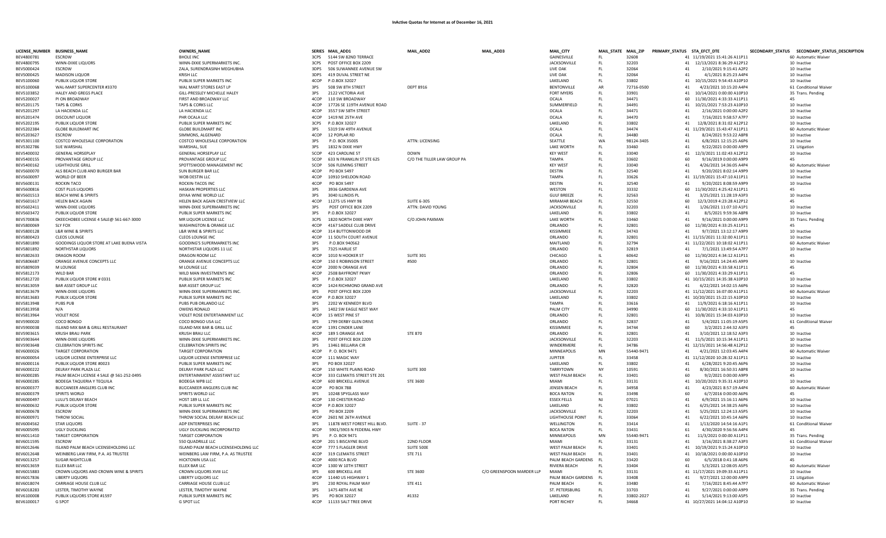# InActive Quotas for Internet as of December 16, 2021

| LICENSE_NUMBER | BUSINESS_NAME | OWNERS_NAME | SERIES | MAIL_ADD1 | MAIL_ADD2 | MAIL_ADD3 | MAIL_CITY | MAIL_STATE | MAIL_ZIP | PRIMARY_STATUS | STA_EFCT_DTE | SECONDARY_STATUS | SECONDARY_STATUS_DESCRIPTION |
|---|---|---|---|---|---|---|---|---|---|---|---|---|---|
| BEV4800781 | ESCROW | BHOLE INC | 3CPS | 5144 SW 82ND TERRACE | | | GAINESVILLE | FL | 32608 | 41 | 11/19/2021 15:41:26 A11P11 | 60 | Automatic Waiver |
| BEV4800795 | WINN-DIXIE LIQUORS | WINN-DIXIE SUPERMARKETS INC. | 3CPS | POST OFFICE BOX 2209 | | | JACKSONVILLE | FL | 32203 | 41 | 12/13/2021 8:36:29 A12P12 | 10 | Inactive |
| BEV5000424 | ESCROW | ZALA, SURENDRASINH MEGHUBHA | 3DPS | 506 SUWANNEE AVENUE SW | | | LIVE OAK | FL | 32064 | 41 | 2/10/2021 9:15:41 A2P2 | 10 | Inactive |
| BEV5000425 | MADISON LIQUOR | KRISH LLC | 3DPS | 419 DUVAL STREET NE | | | LIVE OAK | FL | 32064 | 41 | 4/1/2021 8:25:23 A4P4 | 10 | Inactive |
| BEV5100060 | PUBLIX LIQUOR STORE | PUBLIX SUPER MARKETS INC | 4COP | P.O.BOX 32027 | | | LAKELAND | FL | 33802 | 41 | 10/15/2021 9:54:43 A10P10 | 10 | Inactive |
| BEV5100068 | WAL-MART SUPERCENTER #3370 | WAL MART STORES EAST LP | 3PS | 508 SW 8TH STREET | DEPT 8916 | | BENTONVILLE | AR | 72716-0500 | 41 | 4/23/2021 10:15:20 A4P4 | 61 | Conditional Waiver |
| BEV5103852 | HALEY AND GREGS PLACE | GILL-PRESSLEY MICHELLE HALEY | 3PS | 2122 VICTORIA AVE | | | FORT MYERS | FL | 33901 | 41 | 10/14/2021 0:00:00 A10P10 | 35 | Trans. Pending |
| BEV5200027 | PI ON BROADWAY | FIRST AND BROADWAY LLC | 4COP | 110 SW BROADWAY | | | OCALA | FL | 34471 | 60 | 11/30/2021 4:33:33 A11P11 | 45 | |
| BEV5201175 | TAPS & CORKS | TAPS & CORKS LLC | 4COP | 17726 SE 119TH AVENUE ROAD | | | SUMMERFIELD | FL | 34491 | 41 | 10/21/2021 7:53:23 A10P10 | 10 | Inactive |
| BEV5201297 | LA HACIENDA LLC | LA HACIENDA LLC | 4COP | 3557 SW 58TH STREET | | | OCALA | FL | 34471 | 41 | 2/16/2021 0:00:00 A2P2 | 10 | Inactive |
| BEV5201474 | DISCOUNT LIQUOR | PHR OCALA LLC | 4COP | 1419 NE 25TH AVE | | | OCALA | FL | 34470 | 41 | 7/16/2021 9:58:57 A7P7 | 10 | Inactive |
| BEV5202195 | PUBLIX LIQUOR STORE | PUBLIX SUPER MARKETS INC | 3CPS | P.O.BOX 32027 | | | LAKELAND | FL | 33802 | 41 | 12/8/2021 8:31:02 A12P12 | 10 | Inactive |
| BEV5202384 | GLOBE BUILDMART INC | GLOBE BUILDMART INC | 3PS | 5319 SW 49TH AVENUE | | | OCALA | FL | 34474 | 41 | 11/29/2021 15:43:47 A11P11 | 60 | Automatic Waiver |
| BEV5203627 | ESCROW | SIMMONS, ALGENARD | 4COP | 12 POPLAR RD | | | OCALA | FL | 34480 | 41 | 8/24/2021 9:53:22 A8P8 | 10 | Inactive |
| BEV5301100 | COSTCO WHOLESALE CORPORATION | COSTCO WHOLESALE CORPORATION | 3PS | P.O. BOX 35005 | ATTN: LICENSING | | SEATTLE | WA | 98124-3405 | 41 | 6/8/2021 12:15:25 A6P6 | 10 | Inactive |
| BEV5302786 | SUE WARSHAL | WARSHAL, SUE | 3PS | 1832 N DIXIE HWY | | | LAKE WORTH | FL | 33460 | 41 | 9/22/2021 0:00:00 A9P9 | 21 | Litigation |
| BEV5400032 | GENERAL HORSEPLAY | GENERAL HORSEPLAY LLC | 5COP | 423 CAROLINE ST | DOWN | | KEY WEST | FL | 33040 | 41 | 12/3/2021 11:02:43 A12P12 | 10 | Inactive |
| BEV5400155 | PROVANTAGE GROUP LLC | PROVANTAGE GROUP LLC | 5COP | 633 N FRANKLIN ST STE 625 | C/O THE TILLER LAW GROUP PA | | TAMPA | FL | 33602 | 60 | 9/16/2019 0:00:00 A9P9 | 45 | |
| BEV5400162 | LIGHTHOUSE GRILL | SPOTTSWOOD MANAGEMENT INC | 5COP | 506 FLEMING STREET | | | KEY WEST | FL | 33040 | 41 | 4/26/2021 14:36:05 A4P4 | 60 | Automatic Waiver |
| BEV5600070 | ALS BEACH CLUB AND BURGER BAR | SUN BURGER BAR LLC | 4COP | PO BOX 5497 | | | DESTIN | FL | 32540 | 41 | 9/20/2021 8:02:14 A9P9 | 10 | Inactive |
| BEV5600097 | WORLD OF BEER | WOB DESTIN LLC | 4COP | 10910 SHELDON ROAD | | | TAMPA | FL | 33626 | 41 | 11/19/2021 15:47:10 A11P11 | 10 | Inactive |
| BEV5600131 | ROCKIN TACO | ROCKIN-TACOS INC | 4COP | PO BOX 5497 | | | DESTIN | FL | 32540 | 41 | 9/20/2021 8:08:59 A9P9 | 10 | Inactive |
| BEV5600816 | COST PLUS LIQUORS | HASKAN PROPERTIES LLC | 3PS | 3936 GARDENIA AVE | | | WESTON | FL | 33332 | 60 | 11/30/2021 4:25:42 A11P11 | 45 | |
| BEV5601513 | BEACH WINE & SPIRITS | DIYAA WINE WORLD LLC | 3PS | 3040 ILLINOIS PL | | | GULF BREEZE | FL | 32563 | 41 | 3/25/2021 11:28:19 A3P3 | 10 | Inactive |
| BEV5601617 | HELEN BACK AGAIN | HELEN BACK AGAIN CRESTVIEW LLC | 4COP | 11275 US HWY 98 | SUITE 6-305 | | MIRAMAR BEACH | FL | 32550 | 60 | 12/3/2019 4:23:28 A12P12 | 45 | |
| BEV5602411 | WINN-DIXIE LIQUORS | WINN-DIXIE SUPERMARKETS INC | 3PS | POST OFFICE BOX 2209 | ATTN: DAVID YOUNG | | JACKSONVILLE | FL | 32203 | 41 | 1/26/2021 11:07:10 A1P1 | 10 | Inactive |
| BEV5603472 | PUBLIX LIQUOR STORE | PUBLIX SUPER MARKETS INC | 3PS | P.O.BOX 32027 | | | LAKELAND | FL | 33802 | 41 | 8/5/2021 9:59:36 A8P8 | 10 | Inactive |
| BEV5700836 | OKEECHOBEE LICENSE 4 SALE@ 561-667-3000 | MR LIQUOR LICENSE LLC | 3CPS | 1820 NORTH DIXIE HWY | C/O JOHN PAXMAN | | LAKE WORTH | FL | 33460 | 41 | 9/16/2021 0:00:00 A9P9 | 35 | Trans. Pending |
| BEV5800069 | SLY FOX | WASHINGTON & ORANGE LLC | 4COP | 4167 SADDLE CLUB DRIVE | | | ORLANDO | FL | 32801 | 60 | 11/30/2021 4:33:25 A11P11 | 45 | |
| BEV5800128 | L&R WINE & SPIRITS | L&R WINE & SPIRITS LLC | 4COP | 314 BUTTONWOOD DR | | | KISSIMMEE | FL | 34743 | 41 | 9/7/2021 13:12:17 A9P9 | 10 | Inactive |
| BEV5800423 | CLEOS LOUNGE | CLEOS LOUNGE INC | 4COP | 11 SOUTH COURT AVENUE | | | ORLANDO | FL | 32801 | 41 | 11/15/2021 11:32:00 A11P11 | 10 | Inactive |
| BEV5801890 | GOODINGS LIQUOR STORE AT LAKE BUENA VISTA | GOODING'S SUPERMARKETS INC | 3PS | P.O.BOX 940562 | | | MAITLAND | FL | 32794 | 41 | 11/22/2021 10:18:02 A11P11 | 60 | Automatic Waiver |
| BEV5801892 | NORTHSTAR LIQUORS | NORTHSTAR LIQUORS 11 LLC | 3PS | 7325 HARLIE ST | | | ORLANDO | FL | 32819 | 41 | 7/1/2021 13:49:54 A7P7 | 10 | Inactive |
| BEV5802633 | DRAGON ROOM | DRAGON ROOM LLC | 4COP | 1010 N HOOKER ST | SUITE 301 | | CHICAGO | IL | 60642 | 60 | 11/30/2021 4:34:12 A11P11 | 45 | |
| BEV5806687 | ORANGE AVENUE CONCEPTS LLC | ORANGE AVENUE CONCEPTS LLC | 4COP | 150 E ROBINSON STREET | #500 | | ORLANDO | FL | 32801 | 41 | 9/16/2021 14:24:45 A9P9 | 10 | Inactive |
| BEV5809039 | M LOUNGE | M LOUNGE LLC | 4COP | 2000 N ORANGE AVE | | | ORLANDO | FL | 32804 | 60 | 11/30/2021 4:33:58 A11P11 | 45 | |
| BEV5812173 | WILD BAR | WILD MAN INVESTMENTS INC | 4COP | 2508 BAYFRONT PKWY | | | ORLANDO | FL | 32806 | 60 | 11/30/2021 4:33:29 A11P11 | 45 | |
| BEV5812720 | PUBLIX LIQUOR STORE # 0331 | PUBLIX SUPER MARKETS INC | 3PS | P.O.BOX 32027 | | | LAKELAND | FL | 33802 | 41 | 10/15/2021 14:35:38 A10P10 | 10 | Inactive |
| BEV5813059 | BAR ASSET GROUP LLC | BAR ASSET GROUP LLC | 4COP | 1424 RICHMOND GRAND AVE | | | ORLANDO | FL | 32820 | 41 | 6/22/2021 14:02:15 A6P6 | 10 | Inactive |
| BEV5813679 | WINN-DIXIE LIQUORS | WINN-DIXIE SUPERMARKETS INC. | 3PS | POST OFFICE BOX 2209 | | | JACKSONVILLE | FL | 32203 | 41 | 11/12/2021 16:07:00 A11P11 | 60 | Automatic Waiver |
| BEV5813683 | PUBLIX LIQUOR STORE | PUBLIX SUPER MARKETS INC | 4COP | P.O.BOX 32027 | | | LAKELAND | FL | 33802 | 41 | 10/20/2021 15:22:15 A10P10 | 10 | Inactive |
| BEV5813948 | PUBS PUB | PUBS PUB ORLANDO LLC | 3PS | 2202 W KENNEDY BLVD | | | TAMPA | FL | 33616 | 41 | 11/9/2021 6:18:16 A11P11 | 10 | Inactive |
| BEV5813958 | N/A | OWENS RONALD | 3PS | 1402 SW EAGLE NEST WAY | | | PALM CITY | FL | 34990 | 60 | 11/30/2021 4:33:10 A11P11 | 45 | |
| BEV5813964 | VIOLET ROSE | VIOLET ROSE ENTERTAINMENT LLC | 4COP | 15 WEST PINE ST | | | ORLANDO | FL | 32801 | 41 | 10/8/2021 15:34:03 A10P10 | 10 | Inactive |
| BEV5900020 | COCO BONGO | COCO BONGO USA LLC | 3PS | 1799 DERBY GLEN DRIVE | | | ORLANDO | FL | 32837 | 41 | 5/4/2021 11:05:19 A5P5 | 61 | Conditional Waiver |
| BEV5900038 | ISLAND MIX BAR & GRILL RESTAURANT | ISLAND MIX BAR & GRILL LLC | 4COP | 1391 CINDER LANE | | | KISSIMMEE | FL | 34744 | 60 | 3/2/2021 2:44:32 A3P3 | 45 | |
| BEV5903615 | KRUSH BRAU PARK | KRUSH BRAU LLC | 4COP | 189 S ORANGE AVE | STE 870 | | ORLANDO | FL | 32801 | 41 | 3/10/2021 12:18:52 A3P3 | 10 | Inactive |
| BEV5903644 | WINN-DIXIE LIQUORS | WINN-DIXIE SUPERMARKETS INC. | 3PS | POST OFFICE BOX 2209 | | | JACKSONVILLE | FL | 32203 | 41 | 11/5/2021 10:15:34 A11P11 | 10 | Inactive |
| BEV5903648 | CELEBRATION SPIRITS INC | CELEBRATION SPIRITS INC | 3PS | 13461 BELLARIA CIR | | | WINDERMERE | FL | 34786 | 41 | 12/15/2021 14:56:48 A12P12 | 10 | Inactive |
| BEV6000026 | TARGET CORPORATION | TARGET CORPORATION | 4COP | P. O. BOX 9471 | | | MINNEAPOLIS | MN | 55440-9471 | 41 | 4/21/2021 12:03:45 A4P4 | 60 | Automatic Waiver |
| BEV6000054 | LIQUOR LICENSE ENTERPRISE LLC | LIQUOR LICENSE ENTERPRISE LLC | 4COP | 111 MAGIC WAY | | | JUPITER | FL | 33458 | 41 | 11/12/2020 10:28:32 A11P11 | 10 | Inactive |
| BEV6000116 | PUBLIX LIQUOR STORE #0023 | PUBLIX SUPER MARKETS INC | 3PS | PO BOX 32027 | | | LAKELAND | FL | 33802 | 41 | 6/28/2021 9:20:45 A6P6 | 10 | Inactive |
| BEV6000222 | DELRAY PARK PLAZA LLC | DELRAY PARK PLAZA LLC | 4COP | 150 WHITE PLAINS ROAD | SUITE 300 | | TARRYTOWN | NY | 10591 | 41 | 8/30/2021 16:50:31 A8P8 | 10 | Inactive |
| BEV6000285 | PALM BEACH LICENSE 4 SALE @ 561-252-0495 | ENTERTAINMENT ASSISTANT LLC | 4COP | 333 CLEMATIS STREET STE 201 | | | WEST PALM BEACH | FL | 33401 | 60 | 9/2/2021 0:00:00 A9P9 | 45 | |
| BEV6000285 | BODEGA TAQUERIA Y TEQUILA | BODEGA WPB LLC | 4COP | 600 BRICKELL AVENUE | STE 3600 | | MIAMI | FL | 33131 | 41 | 10/20/2021 9:35:31 A10P10 | 10 | Inactive |
| BEV6000377 | BUCCANEER ANGLERS CLUB INC | BUCCANEER ANGLERS CLUB INC | 4COP | PO BOX 788 | | | JENSEN BEACH | FL | 34958 | 41 | 4/23/2021 8:57:19 A4P4 | 60 | Automatic Waiver |
| BEV6000379 | SPIRITS WORLD | SPIRITS WORLD LLC | 3PS | 10248 SPYGLASS WAY | | | BOCA RATON | FL | 33498 | 60 | 6/7/2016 0:00:00 A6P6 | 45 | |
| BEV6000497 | LULU'S DELRAY BEACH | HOST 189 LL LLC | 4COP | 130 CHESTER ROAD | | | ESSEX FELLS | NJ | 07021 | 41 | 6/9/2021 15:16:11 A6P6 | 10 | Inactive |
| BEV6000632 | PUBLIX LIQUOR STORE | PUBLIX SUPER MARKETS INC | 4COP | P.O.BOX 32027 | | | LAKELAND | FL | 33802 | 41 | 6/25/2021 14:38:25 A6P6 | 10 | Inactive |
| BEV6000678 | ESCROW | WINN-DIXIE SUPERMARKETS INC | 3PS | PO BOX 2209 | | | JACKSONVILLE | FL | 32203 | 41 | 5/25/2021 12:24:13 A5P5 | 10 | Inactive |
| BEV6000971 | THROW SOCIAL | THROW SOCIAL DELRAY BEACH LLC | 4COP | 2601 NE 26TH AVENUE | | | LIGHTHOUSE POINT | FL | 33064 | 41 | 6/22/2021 10:45:14 A6P6 | 10 | Inactive |
| BEV6004562 | STAR LIQUORS | ADP ENTERPRISES INC | 3PS | 11878 WEST FOREST HILL BLVD. | SUITE - 37 | | WELLINGTON | FL | 33414 | 41 | 1/13/2020 14:54:16 A1P1 | 61 | Conditional Waiver |
| BEV6005095 | UGLY DUCKLING | UGLY DUCKLING INCORPORATED | 4COP | 5901/5903 N FEDERAL HWY | | | BOCA RATON | FL | 33431 | 61 | 4/30/2020 9:56:56 A4P4 | 45 | |
| BEV6011410 | TARGET CORPORATION | TARGET CORPORATION | 3PS | P. O. BOX 9471 | | | MINNEAPOLIS | MN | 55440-9471 | 41 | 11/3/2021 0:00:00 A11P11 | 35 | Trans. Pending |
| BEV6011595 | ESCROW | 550 QUADRILLE LLC | 4COP | 201 S BISCAYNE BLVD | 22ND FLOOR | | MIAMI | FL | 33131 | 41 | 3/16/2021 8:38:27 A3P3 | 61 | Conditional Waiver |
| BEV6012646 | ISLAND PALM BEACH LICENSEHOLDING LLC | ISLAND PALM BEACH LICENSEHOLDING LLC | 4COP | 777 S FLAGLER DRIVE | SUITE 500E | | WEST PALM BEACH | FL | 33401 | 41 | 10/19/2021 9:15:24 A10P10 | 10 | Inactive |
| BEV6012648 | WEINBERG LAW FIRM, P.A. AS TRUSTEE | WEINBERG LAW FIRM, P.A. AS TRUSTEE | 4COP | 319 CLEMATIS STREET | STE 711 | | WEST PALM BEACH | FL | 33401 | 41 | 10/18/2021 0:00:00 A10P10 | 10 | Inactive |
| BEV6013257 | SUGAR NIGHTCLUB | HICKTOWN USA LLC | 4COP | 4000 RCA BLVD | | | PALM BEACH GARDENS | FL | 33420 | 60 | 6/5/2018 0:41:18 A6P6 | 45 | |
| BEV6013659 | ELLEX BAR LLC | ELLEX BAR LLC | 4COP | 1300 W 10TH STREET | | | RIVIERA BEACH | FL | 33404 | 41 | 5/3/2021 12:08:05 A5P5 | 60 | Automatic Waiver |
| BEV6015883 | CROWN LIQUORS AND CROWN WINE & SPIRITS | CROWN LIQUORS XVIII LLC | 3PS | 600 BRICKELL AVE | STE 3600 | C/O GREENSPOON MARDER LLP | MIAMI | FL | 33131 | 41 | 11/17/2021 19:09:33 A11P11 | 10 | Inactive |
| BEV6017836 | LIBERTY LIQUORS | LIBERTY LIQUORS LLC | 4COP | 11440 US HIGHWAY 1 | | | PALM BEACH GARDENS | FL | 33408 | 41 | 9/27/2021 12:00:00 A9P9 | 21 | Litigation |
| BEV6018074 | CARRIAGE HOUSE CLUB LLC | CARRIAGE HOUSE CLUB LLC | 3PS | 230 ROYAL PALM WAY | STE 411 | | PALM BEACH | FL | 33480 | 41 | 7/16/2021 8:45:44 A7P7 | 60 | Automatic Waiver |
| BEV6018283 | LESTER, TIMOTHY WAYNE | LESTER, TIMOTHY WAYNE | 3PS | 1475 48TH AVE NE | | | ST. PETERSBURG | FL | 33703 | 41 | 9/27/2021 0:00:00 A9P9 | 35 | Trans. Pending |
| BEV6100008 | PUBLIX LIQUORS STORE #1597 | PUBLIX SUPER MARKETS INC | 3PS | PO BOX 32027 | #1332 | | LAKELAND | FL | 33802-2027 | 41 | 5/14/2021 9:13:00 A5P5 | 10 | Inactive |
| BEV6100017 | G SPOT | G SPOT LLC | 4COP | 11133 SALT TREE DRIVE | | | PORT RICHEY | FL | 34668 | 41 | 10/27/2021 14:04:12 A10P10 | 10 | Inactive |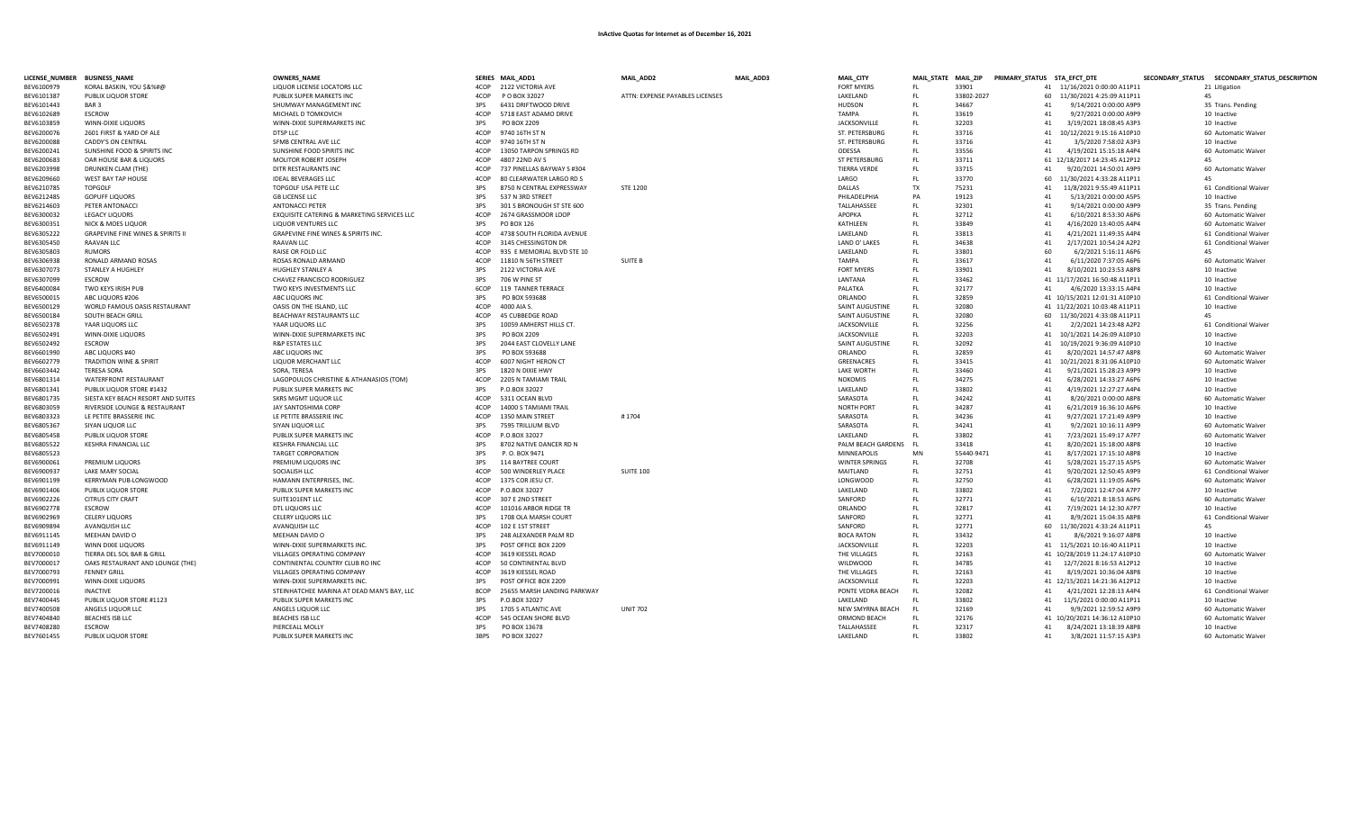# InActive Quotas for Internet as of December 16, 2021

| LICENSE_NUMBER | BUSINESS_NAME | OWNERS_NAME | SERIES | MAIL_ADD1 | MAIL_ADD2 | MAIL_ADD3 | MAIL_CITY | MAIL_STATE | MAIL_ZIP | PRIMARY_STATUS | STA_EFCT_DTE | SECONDARY_STATUS | SECONDARY_STATUS_DESCRIPTION |
|---|---|---|---|---|---|---|---|---|---|---|---|---|---|
| BEV6100979 | KORAL BASKIN, YOU $&%#@ | LIQUOR LICENSE LOCATORS LLC | 4COP | 2122 VICTORIA AVE | | | FORT MYERS | FL | 33901 | 41 | 11/16/2021 0:00:00 A11P11 | 21 | Litigation |
| BEV6101387 | PUBLIX LIQUOR STORE | PUBLIX SUPER MARKETS INC | 4COP | P O BOX 32027 | ATTN: EXPENSE PAYABLES LICENSES | | LAKELAND | FL | 33802-2027 | 60 | 11/30/2021 4:25:09 A11P11 | 45 | |
| BEV6101443 | BAR 3 | SHUMWAY MANAGEMENT INC | 3PS | 6431 DRIFTWOOD DRIVE | | | HUDSON | FL | 34667 | 41 | 9/14/2021 0:00:00 A9P9 | 35 | Trans. Pending |
| BEV6102689 | ESCROW | MICHAEL D TOMKOVICH | 4COP | 5718 EAST ADAMO DRIVE | | | TAMPA | FL | 33619 | 41 | 9/27/2021 0:00:00 A9P9 | 10 | Inactive |
| BEV6103859 | WINN-DIXIE LIQUORS | WINN-DIXIE SUPERMARKETS INC | 3PS | PO BOX 2209 | | | JACKSONVILLE | FL | 32203 | 41 | 3/19/2021 18:08:45 A3P3 | 10 | Inactive |
| BEV6200076 | 2601 FIRST & YARD OF ALE | DTSP LLC | 4COP | 9740 16TH ST N | | | ST. PETERSBURG | FL | 33716 | 41 | 10/12/2021 9:15:16 A10P10 | 60 | Automatic Waiver |
| BEV6200088 | CADDY'S ON CENTRAL | SFMB CENTRAL AVE LLC | 4COP | 9740 16TH ST N | | | ST. PETERSBURG | FL | 33716 | 41 | 3/5/2020 7:58:02 A3P3 | 10 | Inactive |
| BEV6200241 | SUNSHINE FOOD & SPIRITS INC | SUNSHINE FOOD SPIRITS INC | 4COP | 13050 TARPON SPRINGS RD | | | ODESSA | FL | 33556 | 41 | 4/19/2021 15:15:18 A4P4 | 60 | Automatic Waiver |
| BEV6200683 | OAR HOUSE BAR & LIQUORS | MOLITOR ROBERT JOSEPH | 4COP | 4807 22ND AV S | | | ST PETERSBURG | FL | 33711 | 61 | 12/18/2017 14:23:45 A12P12 | 45 | |
| BEV6203998 | DRUNKEN CLAM (THE) | DITR RESTAURANTS INC | 4COP | 737 PINELLAS BAYWAY S #304 | | | TIERRA VERDE | FL | 33715 | 41 | 9/20/2021 14:50:01 A9P9 | 60 | Automatic Waiver |
| BEV6209660 | WEST BAY TAP HOUSE | IDEAL BEVERAGES LLC | 4COP | 80 CLEARWATER LARGO RD S | | | LARGO | FL | 33770 | 60 | 11/30/2021 4:33:28 A11P11 | 45 | |
| BEV6210785 | TOPGOLF | TOPGOLF USA PETE LLC | 3PS | 8750 N CENTRAL EXPRESSWAY | STE 1200 | | DALLAS | TX | 75231 | 41 | 11/8/2021 9:55:49 A11P11 | 61 | Conditional Waiver |
| BEV6212485 | GOPUFF LIQUORS | GB LICENSE LLC | 3PS | 537 N 3RD STREET | | | PHILADELPHIA | PA | 19123 | 41 | 5/13/2021 0:00:00 A5P5 | 10 | Inactive |
| BEV6214603 | PETER ANTONACCI | ANTONACCI PETER | 3PS | 301 S BRONOUGH ST STE 600 | | | TALLAHASSEE | FL | 32301 | 41 | 9/14/2021 0:00:00 A9P9 | 35 | Trans. Pending |
| BEV6300032 | LEGACY LIQUORS | EXQUISITE CATERING & MARKETING SERVICES LLC | 4COP | 2674 GRASSMOOR LOOP | | | APOPKA | FL | 32712 | 41 | 6/10/2021 8:53:30 A6P6 | 60 | Automatic Waiver |
| BEV6300351 | NICK & MOES LIQUOR | LIQUOR VENTURES LLC | 3PS | PO BOX 126 | | | KATHLEEN | FL | 33849 | 41 | 4/16/2020 13:40:05 A4P4 | 60 | Automatic Waiver |
| BEV6305222 | GRAPEVINE FINE WINES & SPIRITS II | GRAPEVINE FINE WINES & SPIRITS INC. | 4COP | 4738 SOUTH FLORIDA AVENUE | | | LAKELAND | FL | 33813 | 41 | 4/21/2021 11:49:35 A4P4 | 61 | Conditional Waiver |
| BEV6305450 | RAAVAN LLC | RAAVAN LLC | 4COP | 3145 CHESSINGTON DR | | | LAND O' LAKES | FL | 34638 | 41 | 2/17/2021 10:54:24 A2P2 | 61 | Conditional Waiver |
| BEV6305803 | RUMORS | RAISE OR FOLD LLC | 4COP | 935 E MEMORIAL BLVD STE 10 | | | LAKELAND | FL | 33801 | 60 | 6/2/2021 5:16:11 A6P6 | 45 | |
| BEV6306938 | RONALD ARMAND ROSAS | ROSAS RONALD ARMAND | 4COP | 11810 N 56TH STREET | SUITE B | | TAMPA | FL | 33617 | 41 | 6/11/2020 7:37:05 A6P6 | 60 | Automatic Waiver |
| BEV6307073 | STANLEY A HUGHLEY | HUGHLEY STANLEY A | 3PS | 2122 VICTORIA AVE | | | FORT MYERS | FL | 33901 | 41 | 8/10/2021 10:23:53 A8P8 | 10 | Inactive |
| BEV6307099 | ESCROW | CHAVEZ FRANCISCO RODRIGUEZ | 3PS | 706 W PINE ST | | | LANTANA | FL | 33462 | 41 | 11/17/2021 16:50:48 A11P11 | 10 | Inactive |
| BEV6400084 | TWO KEYS IRISH PUB | TWO KEYS INVESTMENTS LLC | 6COP | 119 TANNER TERRACE | | | PALATKA | FL | 32177 | 41 | 4/6/2020 13:33:15 A4P4 | 10 | Inactive |
| BEV6500015 | ABC LIQUORS #206 | ABC LIQUORS INC | 3PS | PO BOX 593688 | | | ORLANDO | FL | 32859 | 41 | 10/15/2021 12:01:31 A10P10 | 61 | Conditional Waiver |
| BEV6500129 | WORLD FAMOUS OASIS RESTAURANT | OASIS ON THE ISLAND, LLC | 4COP | 4000 AIA S. | | | SAINT AUGUSTINE | FL | 32080 | 41 | 11/22/2021 10:03:48 A11P11 | 10 | Inactive |
| BEV6500184 | SOUTH BEACH GRILL | BEACHWAY RESTAURANTS LLC | 4COP | 45 CUBBEDGE ROAD | | | SAINT AUGUSTINE | FL | 32080 | 60 | 11/30/2021 4:33:08 A11P11 | 45 | |
| BEV6502378 | YAAR LIQUORS LLC | YAAR LIQUORS LLC | 3PS | 10059 AMHERST HILLS CT. | | | JACKSONVILLE | FL | 32256 | 41 | 2/2/2021 14:23:48 A2P2 | 61 | Conditional Waiver |
| BEV6502491 | WINN-DIXIE LIQUORS | WINN-DIXIE SUPERMARKETS INC | 3PS | PO BOX 2209 | | | JACKSONVILLE | FL | 32203 | 41 | 10/1/2021 14:26:09 A10P10 | 10 | Inactive |
| BEV6502492 | ESCROW | R&P ESTATES LLC | 3PS | 2044 EAST CLOVELLY LANE | | | SAINT AUGUSTINE | FL | 32092 | 41 | 10/19/2021 9:36:09 A10P10 | 10 | Inactive |
| BEV6601990 | ABC LIQUORS #40 | ABC LIQUORS INC | 3PS | PO BOX 593688 | | | ORLANDO | FL | 32859 | 41 | 8/20/2021 14:57:47 A8P8 | 60 | Automatic Waiver |
| BEV6602779 | TRADITION WINE & SPIRIT | LIQUOR MERCHANT LLC | 4COP | 6007 NIGHT HERON CT | | | GREENACRES | FL | 33415 | 41 | 10/21/2021 8:31:06 A10P10 | 60 | Automatic Waiver |
| BEV6603442 | TERESA SORA | SORA, TERESA | 3PS | 1820 N DIXIE HWY | | | LAKE WORTH | FL | 33460 | 41 | 9/21/2021 15:28:23 A9P9 | 10 | Inactive |
| BEV6801314 | WATERFRONT RESTAURANT | LAGOPOULOS CHRISTINE & ATHANASIOS (TOM) | 4COP | 2205 N TAMIAMI TRAIL | | | NOKOMIS | FL | 34275 | 41 | 6/28/2021 14:33:27 A6P6 | 10 | Inactive |
| BEV6801341 | PUBLIX LIQUOR STORE #1432 | PUBLIX SUPER MARKETS INC | 3PS | P.O.BOX 32027 | | | LAKELAND | FL | 33802 | 41 | 4/19/2021 12:27:27 A4P4 | 10 | Inactive |
| BEV6801735 | SIESTA KEY BEACH RESORT AND SUITES | SKRS MGMT LIQUOR LLC | 4COP | 5311 OCEAN BLVD | | | SARASOTA | FL | 34242 | 41 | 8/20/2021 0:00:00 A8P8 | 60 | Automatic Waiver |
| BEV6803059 | RIVERSIDE LOUNGE & RESTAURANT | JAY SANTOSHIMA CORP | 4COP | 14000 S TAMIAMI TRAIL | | | NORTH PORT | FL | 34287 | 41 | 6/21/2019 16:36:10 A6P6 | 10 | Inactive |
| BEV6803323 | LE PETITE BRASSERIE INC | LE PETITE BRASSERIE INC | 4COP | 1350 MAIN STREET | # 1704 | | SARASOTA | FL | 34236 | 41 | 9/27/2021 17:21:49 A9P9 | 10 | Inactive |
| BEV6805367 | SIYAN LIQUOR LLC | SIYAN LIQUOR LLC | 3PS | 7595 TRILLIUM BLVD | | | SARASOTA | FL | 34241 | 41 | 9/2/2021 10:16:11 A9P9 | 60 | Automatic Waiver |
| BEV6805458 | PUBLIX LIQUOR STORE | PUBLIX SUPER MARKETS INC | 4COP | P.O.BOX 32027 | | | LAKELAND | FL | 33802 | 41 | 7/23/2021 15:49:17 A7P7 | 60 | Automatic Waiver |
| BEV6805522 | KESHRA FINANCIAL LLC | KESHRA FINANCIAL LLC | 3PS | 8702 NATIVE DANCER RD N | | | PALM BEACH GARDENS | FL | 33418 | 41 | 8/20/2021 15:18:00 A8P8 | 10 | Inactive |
| BEV6805523 | | TARGET CORPORATION | 3PS | P. O. BOX 9471 | | | MINNEAPOLIS | MN | 55440-9471 | 41 | 8/17/2021 17:15:10 A8P8 | 10 | Inactive |
| BEV6900061 | PREMIUM LIQUORS | PREMIUM LIQUORS INC | 3PS | 114 BAYTREE COURT | | | WINTER SPRINGS | FL | 32708 | 41 | 5/28/2021 15:27:15 A5P5 | 60 | Automatic Waiver |
| BEV6900937 | LAKE MARY SOCIAL | SOCIALISH LLC | 4COP | 500 WINDERLEY PLACE | SUITE 100 | | MAITLAND | FL | 32751 | 41 | 9/20/2021 12:50:45 A9P9 | 61 | Conditional Waiver |
| BEV6901199 | KERRYMAN PUB-LONGWOOD | HAMANN ENTERPRISES, INC. | 4COP | 1375 COR JESU CT. | | | LONGWOOD | FL | 32750 | 41 | 6/28/2021 11:19:05 A6P6 | 60 | Automatic Waiver |
| BEV6901406 | PUBLIX LIQUOR STORE | PUBLIX SUPER MARKETS INC | 4COP | P.O.BOX 32027 | | | LAKELAND | FL | 33802 | 41 | 7/2/2021 12:47:04 A7P7 | 10 | Inactive |
| BEV6902226 | CITRUS CITY CRAFT | SUITE101ENT LLC | 4COP | 307 E 2ND STREET | | | SANFORD | FL | 32771 | 41 | 6/10/2021 8:18:53 A6P6 | 60 | Automatic Waiver |
| BEV6902778 | ESCROW | DTL LIQUORS LLC | 4COP | 101016 ARBOR RIDGE TR | | | ORLANDO | FL | 32817 | 41 | 7/19/2021 14:12:30 A7P7 | 10 | Inactive |
| BEV6902969 | CELERY LIQUORS | CELERY LIQUORS LLC | 3PS | 1708 OLA MARSH COURT | | | SANFORD | FL | 32771 | 41 | 8/9/2021 15:04:35 A8P8 | 61 | Conditional Waiver |
| BEV6909894 | AVANQUISH LLC | AVANQUISH LLC | 4COP | 102 E 1ST STREET | | | SANFORD | FL | 32771 | 60 | 11/30/2021 4:33:24 A11P11 | 45 | |
| BEV6911145 | MEEHAN DAVID O | MEEHAN DAVID O | 3PS | 248 ALEXANDER PALM RD | | | BOCA RATON | FL | 33432 | 41 | 8/6/2021 9:16:07 A8P8 | 10 | Inactive |
| BEV6911149 | WINN DIXIE LIQUORS | WINN-DIXIE SUPERMARKETS INC. | 3PS | POST OFFICE BOX 2209 | | | JACKSONVILLE | FL | 32203 | 41 | 11/5/2021 10:16:40 A11P11 | 10 | Inactive |
| BEV7000010 | TIERRA DEL SOL BAR & GRILL | VILLAGES OPERATING COMPANY | 4COP | 3619 KIESSEL ROAD | | | THE VILLAGES | FL | 32163 | 41 | 10/28/2019 11:24:17 A10P10 | 60 | Automatic Waiver |
| BEV7000017 | OAKS RESTAURANT AND LOUNGE (THE) | CONTINENTAL COUNTRY CLUB RO INC | 4COP | 50 CONTINENTAL BLVD | | | WILDWOOD | FL | 34785 | 41 | 12/7/2021 8:16:53 A12P12 | 10 | Inactive |
| BEV7000793 | FENNEY GRILL | VILLAGES OPERATING COMPANY | 4COP | 3619 KIESSEL ROAD | | | THE VILLAGES | FL | 32163 | 41 | 8/19/2021 10:36:04 A8P8 | 10 | Inactive |
| BEV7000991 | WINN-DIXIE LIQUORS | WINN-DIXIE SUPERMARKETS INC. | 3PS | POST OFFICE BOX 2209 | | | JACKSONVILLE | FL | 32203 | 41 | 12/15/2021 14:21:36 A12P12 | 10 | Inactive |
| BEV7200016 | INACTIVE | STEINHATCHEE MARINA AT DEAD MAN'S BAY, LLC | 8COP | 25655 MARSH LANDING PARKWAY | | | PONTE VEDRA BEACH | FL | 32082 | 41 | 4/21/2021 12:28:13 A4P4 | 61 | Conditional Waiver |
| BEV7400445 | PUBLIX LIQUOR STORE #1123 | PUBLIX SUPER MARKETS INC | 3PS | P.O.BOX 32027 | | | LAKELAND | FL | 33802 | 41 | 11/5/2021 0:00:00 A11P11 | 10 | Inactive |
| BEV7400508 | ANGELS LIQUOR LLC | ANGELS LIQUOR LLC | 3PS | 1705 S ATLANTIC AVE | UNIT 702 | | NEW SMYRNA BEACH | FL | 32169 | 41 | 9/9/2021 12:59:52 A9P9 | 60 | Automatic Waiver |
| BEV7404840 | BEACHES ISB LLC | BEACHES ISB LLC | 4COP | 545 OCEAN SHORE BLVD | | | ORMOND BEACH | FL | 32176 | 41 | 10/20/2021 14:36:12 A10P10 | 60 | Automatic Waiver |
| BEV7408280 | ESCROW | PIERCEALL MOLLY | 3PS | PO BOX 13678 | | | TALLAHASSEE | FL | 32317 | 41 | 8/24/2021 13:18:39 A8P8 | 10 | Inactive |
| BEV7601455 | PUBLIX LIQUOR STORE | PUBLIX SUPER MARKETS INC | 3BPS | PO BOX 32027 | | | LAKELAND | FL | 33802 | 41 | 3/8/2021 11:57:15 A3P3 | 60 | Automatic Waiver |